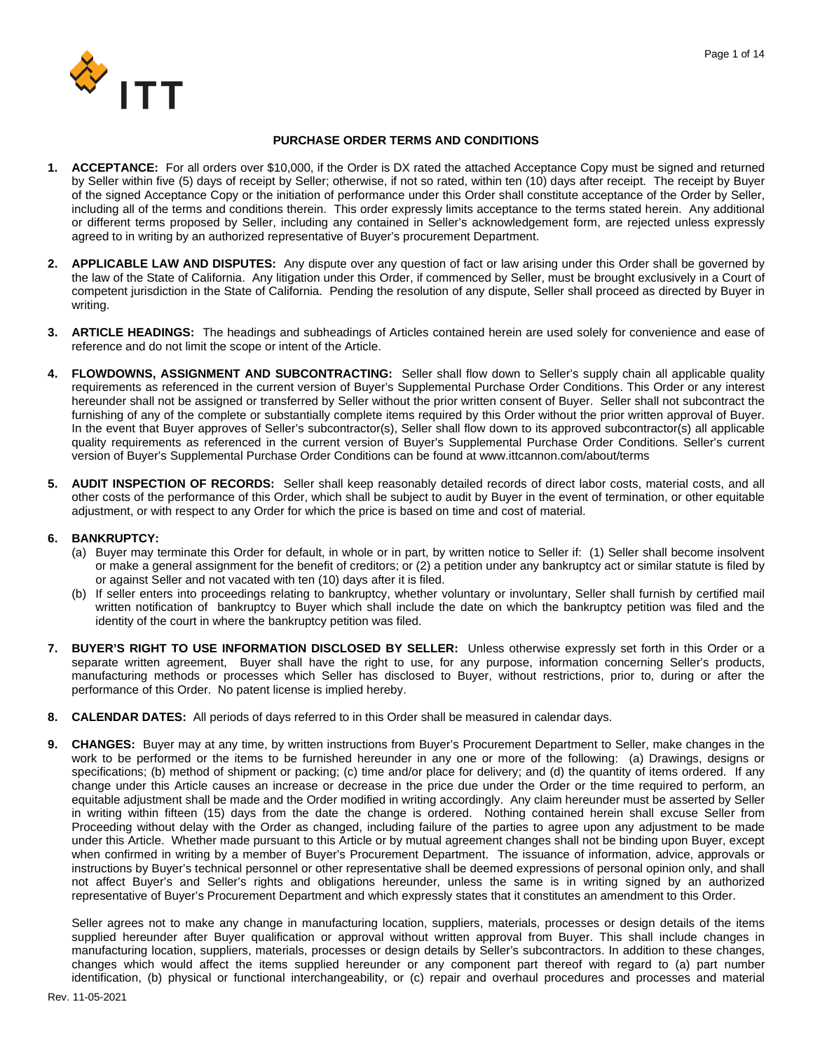# PURCHASE ORDER TERMS AND CONDITIONS

1. **ACCEPTANCE:** For all orders over $10,000, if the Order is DX rated the attached Acceptance Copy must be signed and returned by Seller within five (5) days of receipt by Seller; otherwise, if not so rated, within ten (10) days after receipt. The receipt by Buyer of the signed Acceptance Copy or the initiation of performance under this Order shall constitute acceptance of the Order by Seller, including all of the terms and conditions therein. This order expressly limits acceptance to the terms stated herein. Any additional or different terms proposed by Seller, including any contained in Seller's acknowledgement form, are rejected unless expressly agreed to in writing by an authorized representative of Buyer's procurement Department.

2. **APPLICABLE LAW AND DISPUTES:** Any dispute over any question of fact or law arising under this Order shall be governed by the law of the State of California. Any litigation under this Order, if commenced by Seller, must be brought exclusively in a Court of competent jurisdiction in the State of California. Pending the resolution of any dispute, Seller shall proceed as directed by Buyer in writing.

3. **ARTICLE HEADINGS:** The headings and subheadings of Articles contained herein are used solely for convenience and ease of reference and do not limit the scope or intent of the Article.

4. **FLOWDOWNS, ASSIGNMENT AND SUBCONTRACTING:** Seller shall flow down to Seller's supply chain all applicable quality requirements as referenced in the current version of Buyer's Supplemental Purchase Order Conditions. This Order or any interest hereunder shall not be assigned or transferred by Seller without the prior written consent of Buyer. Seller shall not subcontract the furnishing of any of the complete or substantially complete items required by this Order without the prior written approval of Buyer. In the event that Buyer approves of Seller's subcontractor(s), Seller shall flow down to its approved subcontractor(s) all applicable quality requirements as referenced in the current version of Buyer's Supplemental Purchase Order Conditions. Seller's current version of Buyer's Supplemental Purchase Order Conditions can be found at www.ittcannon.com/about/terms

5. **AUDIT INSPECTION OF RECORDS:** Seller shall keep reasonably detailed records of direct labor costs, material costs, and all other costs of the performance of this Order, which shall be subject to audit by Buyer in the event of termination, or other equitable adjustment, or with respect to any Order for which the price is based on time and cost of material.

6. **BANKRUPTCY:**
   (a) Buyer may terminate this Order for default, in whole or in part, by written notice to Seller if: (1) Seller shall become insolvent or make a general assignment for the benefit of creditors; or (2) a petition under any bankruptcy act or similar statute is filed by or against Seller and not vacated with ten (10) days after it is filed.
   (b) If seller enters into proceedings relating to bankruptcy, whether voluntary or involuntary, Seller shall furnish by certified mail written notification of bankruptcy to Buyer which shall include the date on which the bankruptcy petition was filed and the identity of the court in where the bankruptcy petition was filed.

7. **BUYER'S RIGHT TO USE INFORMATION DISCLOSED BY SELLER:** Unless otherwise expressly set forth in this Order or a separate written agreement, Buyer shall have the right to use, for any purpose, information concerning Seller's products, manufacturing methods or processes which Seller has disclosed to Buyer, without restrictions, prior to, during or after the performance of this Order. No patent license is implied hereby.

8. **CALENDAR DATES:** All periods of days referred to in this Order shall be measured in calendar days.

9. **CHANGES:** Buyer may at any time, by written instructions from Buyer's Procurement Department to Seller, make changes in the work to be performed or the items to be furnished hereunder in any one or more of the following: (a) Drawings, designs or specifications; (b) method of shipment or packing; (c) time and/or place for delivery; and (d) the quantity of items ordered. If any change under this Article causes an increase or decrease in the price due under the Order or the time required to perform, an equitable adjustment shall be made and the Order modified in writing accordingly. Any claim hereunder must be asserted by Seller in writing within fifteen (15) days from the date the change is ordered. Nothing contained herein shall excuse Seller from Proceeding without delay with the Order as changed, including failure of the parties to agree upon any adjustment to be made under this Article. Whether made pursuant to this Article or by mutual agreement changes shall not be binding upon Buyer, except when confirmed in writing by a member of Buyer's Procurement Department. The issuance of information, advice, approvals or instructions by Buyer's technical personnel or other representative shall be deemed expressions of personal opinion only, and shall not affect Buyer's and Seller's rights and obligations hereunder, unless the same is in writing signed by an authorized representative of Buyer's Procurement Department and which expressly states that it constitutes an amendment to this Order.

   Seller agrees not to make any change in manufacturing location, suppliers, materials, processes or design details of the items supplied hereunder after Buyer qualification or approval without written approval from Buyer. This shall include changes in manufacturing location, suppliers, materials, processes or design details by Seller's subcontractors. In addition to these changes, changes which would affect the items supplied hereunder or any component part thereof with regard to (a) part number identification, (b) physical or functional interchangeability, or (c) repair and overhaul procedures and processes and material

Rev. 11-05-2021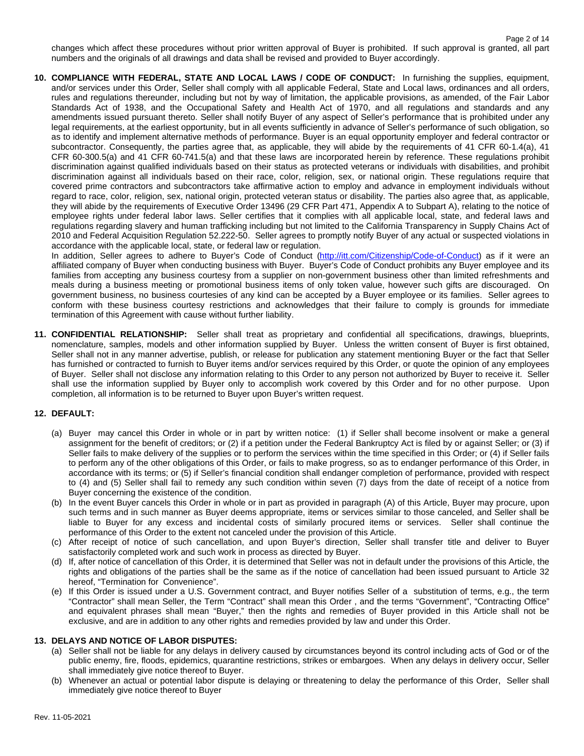changes which affect these procedures without prior written approval of Buyer is prohibited. If such approval is granted, all part numbers and the originals of all drawings and data shall be revised and provided to Buyer accordingly.

**10. COMPLIANCE WITH FEDERAL, STATE AND LOCAL LAWS / CODE OF CONDUCT:** In furnishing the supplies, equipment, and/or services under this Order, Seller shall comply with all applicable Federal, State and Local laws, ordinances and all orders, rules and regulations thereunder, including but not by way of limitation, the applicable provisions, as amended, of the Fair Labor Standards Act of 1938, and the Occupational Safety and Health Act of 1970, and all regulations and standards and any amendments issued pursuant thereto. Seller shall notify Buyer of any aspect of Seller's performance that is prohibited under any legal requirements, at the earliest opportunity, but in all events sufficiently in advance of Seller's performance of such obligation, so as to identify and implement alternative methods of performance. Buyer is an equal opportunity employer and federal contractor or subcontractor. Consequently, the parties agree that, as applicable, they will abide by the requirements of 41 CFR 60-1.4(a), 41 CFR 60-300.5(a) and 41 CFR 60-741.5(a) and that these laws are incorporated herein by reference. These regulations prohibit discrimination against qualified individuals based on their status as protected veterans or individuals with disabilities, and prohibit discrimination against all individuals based on their race, color, religion, sex, or national origin. These regulations require that covered prime contractors and subcontractors take affirmative action to employ and advance in employment individuals without regard to race, color, religion, sex, national origin, protected veteran status or disability. The parties also agree that, as applicable, they will abide by the requirements of Executive Order 13496 (29 CFR Part 471, Appendix A to Subpart A), relating to the notice of employee rights under federal labor laws. Seller certifies that it complies with all applicable local, state, and federal laws and regulations regarding slavery and human trafficking including but not limited to the California Transparency in Supply Chains Act of 2010 and Federal Acquisition Regulation 52.222-50. Seller agrees to promptly notify Buyer of any actual or suspected violations in accordance with the applicable local, state, or federal law or regulation.

In addition, Seller agrees to adhere to Buyer's Code of Conduct (http://itt.com/Citizenship/Code-of-Conduct) as if it were an affiliated company of Buyer when conducting business with Buyer. Buyer's Code of Conduct prohibits any Buyer employee and its families from accepting any business courtesy from a supplier on non-government business other than limited refreshments and meals during a business meeting or promotional business items of only token value, however such gifts are discouraged. On government business, no business courtesies of any kind can be accepted by a Buyer employee or its families. Seller agrees to conform with these business courtesy restrictions and acknowledges that their failure to comply is grounds for immediate termination of this Agreement with cause without further liability.

**11. CONFIDENTIAL RELATIONSHIP:** Seller shall treat as proprietary and confidential all specifications, drawings, blueprints, nomenclature, samples, models and other information supplied by Buyer. Unless the written consent of Buyer is first obtained, Seller shall not in any manner advertise, publish, or release for publication any statement mentioning Buyer or the fact that Seller has furnished or contracted to furnish to Buyer items and/or services required by this Order, or quote the opinion of any employees of Buyer. Seller shall not disclose any information relating to this Order to any person not authorized by Buyer to receive it. Seller shall use the information supplied by Buyer only to accomplish work covered by this Order and for no other purpose. Upon completion, all information is to be returned to Buyer upon Buyer's written request.

**12. DEFAULT:**

(a) Buyer may cancel this Order in whole or in part by written notice: (1) if Seller shall become insolvent or make a general assignment for the benefit of creditors; or (2) if a petition under the Federal Bankruptcy Act is filed by or against Seller; or (3) if Seller fails to make delivery of the supplies or to perform the services within the time specified in this Order; or (4) if Seller fails to perform any of the other obligations of this Order, or fails to make progress, so as to endanger performance of this Order, in accordance with its terms; or (5) if Seller's financial condition shall endanger completion of performance, provided with respect to (4) and (5) Seller shall fail to remedy any such condition within seven (7) days from the date of receipt of a notice from Buyer concerning the existence of the condition.

(b) In the event Buyer cancels this Order in whole or in part as provided in paragraph (A) of this Article, Buyer may procure, upon such terms and in such manner as Buyer deems appropriate, items or services similar to those canceled, and Seller shall be liable to Buyer for any excess and incidental costs of similarly procured items or services. Seller shall continue the performance of this Order to the extent not canceled under the provision of this Article.

(c) After receipt of notice of such cancellation, and upon Buyer's direction, Seller shall transfer title and deliver to Buyer satisfactorily completed work and such work in process as directed by Buyer.

(d) If, after notice of cancellation of this Order, it is determined that Seller was not in default under the provisions of this Article, the rights and obligations of the parties shall be the same as if the notice of cancellation had been issued pursuant to Article 32 hereof, "Termination for Convenience".

(e) If this Order is issued under a U.S. Government contract, and Buyer notifies Seller of a substitution of terms, e.g., the term "Contractor" shall mean Seller, the Term "Contract" shall mean this Order , and the terms "Government", "Contracting Office" and equivalent phrases shall mean "Buyer," then the rights and remedies of Buyer provided in this Article shall not be exclusive, and are in addition to any other rights and remedies provided by law and under this Order.

**13. DELAYS AND NOTICE OF LABOR DISPUTES:**

(a) Seller shall not be liable for any delays in delivery caused by circumstances beyond its control including acts of God or of the public enemy, fire, floods, epidemics, quarantine restrictions, strikes or embargoes. When any delays in delivery occur, Seller shall immediately give notice thereof to Buyer.

(b) Whenever an actual or potential labor dispute is delaying or threatening to delay the performance of this Order, Seller shall immediately give notice thereof to Buyer

Rev. 11-05-2021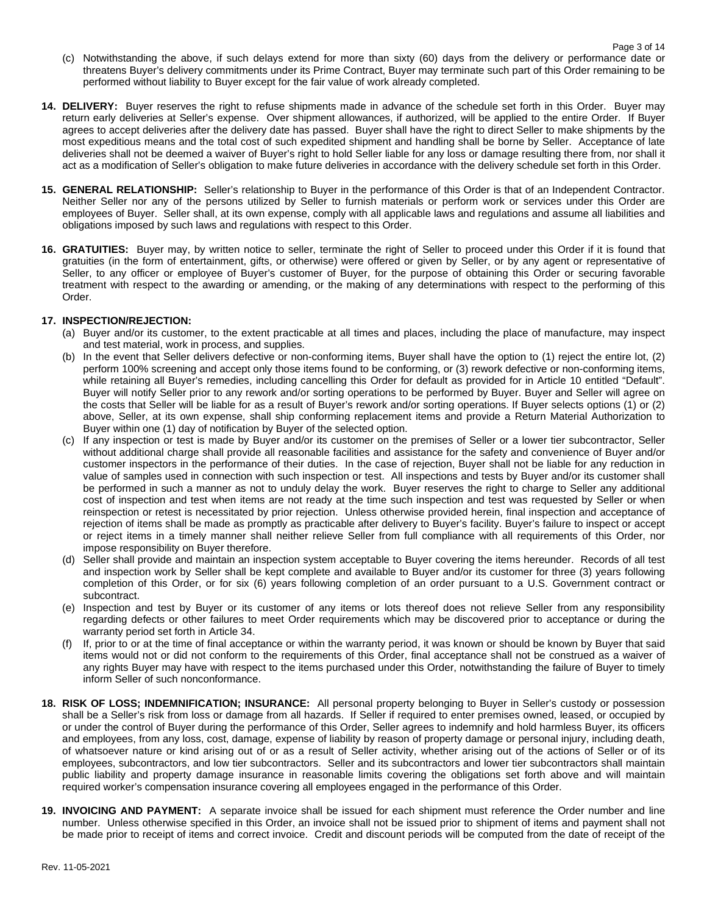(c) Notwithstanding the above, if such delays extend for more than sixty (60) days from the delivery or performance date or threatens Buyer's delivery commitments under its Prime Contract, Buyer may terminate such part of this Order remaining to be performed without liability to Buyer except for the fair value of work already completed.

**14. DELIVERY:** Buyer reserves the right to refuse shipments made in advance of the schedule set forth in this Order. Buyer may return early deliveries at Seller's expense. Over shipment allowances, if authorized, will be applied to the entire Order. If Buyer agrees to accept deliveries after the delivery date has passed. Buyer shall have the right to direct Seller to make shipments by the most expeditious means and the total cost of such expedited shipment and handling shall be borne by Seller. Acceptance of late deliveries shall not be deemed a waiver of Buyer's right to hold Seller liable for any loss or damage resulting there from, nor shall it act as a modification of Seller's obligation to make future deliveries in accordance with the delivery schedule set forth in this Order.

**15. GENERAL RELATIONSHIP:** Seller's relationship to Buyer in the performance of this Order is that of an Independent Contractor. Neither Seller nor any of the persons utilized by Seller to furnish materials or perform work or services under this Order are employees of Buyer. Seller shall, at its own expense, comply with all applicable laws and regulations and assume all liabilities and obligations imposed by such laws and regulations with respect to this Order.

**16. GRATUITIES:** Buyer may, by written notice to seller, terminate the right of Seller to proceed under this Order if it is found that gratuities (in the form of entertainment, gifts, or otherwise) were offered or given by Seller, or by any agent or representative of Seller, to any officer or employee of Buyer's customer of Buyer, for the purpose of obtaining this Order or securing favorable treatment with respect to the awarding or amending, or the making of any determinations with respect to the performing of this Order.

**17. INSPECTION/REJECTION:**

(a) Buyer and/or its customer, to the extent practicable at all times and places, including the place of manufacture, may inspect and test material, work in process, and supplies.

(b) In the event that Seller delivers defective or non-conforming items, Buyer shall have the option to (1) reject the entire lot, (2) perform 100% screening and accept only those items found to be conforming, or (3) rework defective or non-conforming items, while retaining all Buyer's remedies, including cancelling this Order for default as provided for in Article 10 entitled "Default". Buyer will notify Seller prior to any rework and/or sorting operations to be performed by Buyer. Buyer and Seller will agree on the costs that Seller will be liable for as a result of Buyer's rework and/or sorting operations. If Buyer selects options (1) or (2) above, Seller, at its own expense, shall ship conforming replacement items and provide a Return Material Authorization to Buyer within one (1) day of notification by Buyer of the selected option.

(c) If any inspection or test is made by Buyer and/or its customer on the premises of Seller or a lower tier subcontractor, Seller without additional charge shall provide all reasonable facilities and assistance for the safety and convenience of Buyer and/or customer inspectors in the performance of their duties. In the case of rejection, Buyer shall not be liable for any reduction in value of samples used in connection with such inspection or test. All inspections and tests by Buyer and/or its customer shall be performed in such a manner as not to unduly delay the work. Buyer reserves the right to charge to Seller any additional cost of inspection and test when items are not ready at the time such inspection and test was requested by Seller or when reinspection or retest is necessitated by prior rejection. Unless otherwise provided herein, final inspection and acceptance of rejection of items shall be made as promptly as practicable after delivery to Buyer's facility. Buyer's failure to inspect or accept or reject items in a timely manner shall neither relieve Seller from full compliance with all requirements of this Order, nor impose responsibility on Buyer therefore.

(d) Seller shall provide and maintain an inspection system acceptable to Buyer covering the items hereunder. Records of all test and inspection work by Seller shall be kept complete and available to Buyer and/or its customer for three (3) years following completion of this Order, or for six (6) years following completion of an order pursuant to a U.S. Government contract or subcontract.

(e) Inspection and test by Buyer or its customer of any items or lots thereof does not relieve Seller from any responsibility regarding defects or other failures to meet Order requirements which may be discovered prior to acceptance or during the warranty period set forth in Article 34.

(f) If, prior to or at the time of final acceptance or within the warranty period, it was known or should be known by Buyer that said items would not or did not conform to the requirements of this Order, final acceptance shall not be construed as a waiver of any rights Buyer may have with respect to the items purchased under this Order, notwithstanding the failure of Buyer to timely inform Seller of such nonconformance.

**18. RISK OF LOSS; INDEMNIFICATION; INSURANCE:** All personal property belonging to Buyer in Seller's custody or possession shall be a Seller's risk from loss or damage from all hazards. If Seller if required to enter premises owned, leased, or occupied by or under the control of Buyer during the performance of this Order, Seller agrees to indemnify and hold harmless Buyer, its officers and employees, from any loss, cost, damage, expense of liability by reason of property damage or personal injury, including death, of whatsoever nature or kind arising out of or as a result of Seller activity, whether arising out of the actions of Seller or of its employees, subcontractors, and low tier subcontractors. Seller and its subcontractors and lower tier subcontractors shall maintain public liability and property damage insurance in reasonable limits covering the obligations set forth above and will maintain required worker's compensation insurance covering all employees engaged in the performance of this Order.

**19. INVOICING AND PAYMENT:** A separate invoice shall be issued for each shipment must reference the Order number and line number. Unless otherwise specified in this Order, an invoice shall not be issued prior to shipment of items and payment shall not be made prior to receipt of items and correct invoice. Credit and discount periods will be computed from the date of receipt of the

Rev. 11-05-2021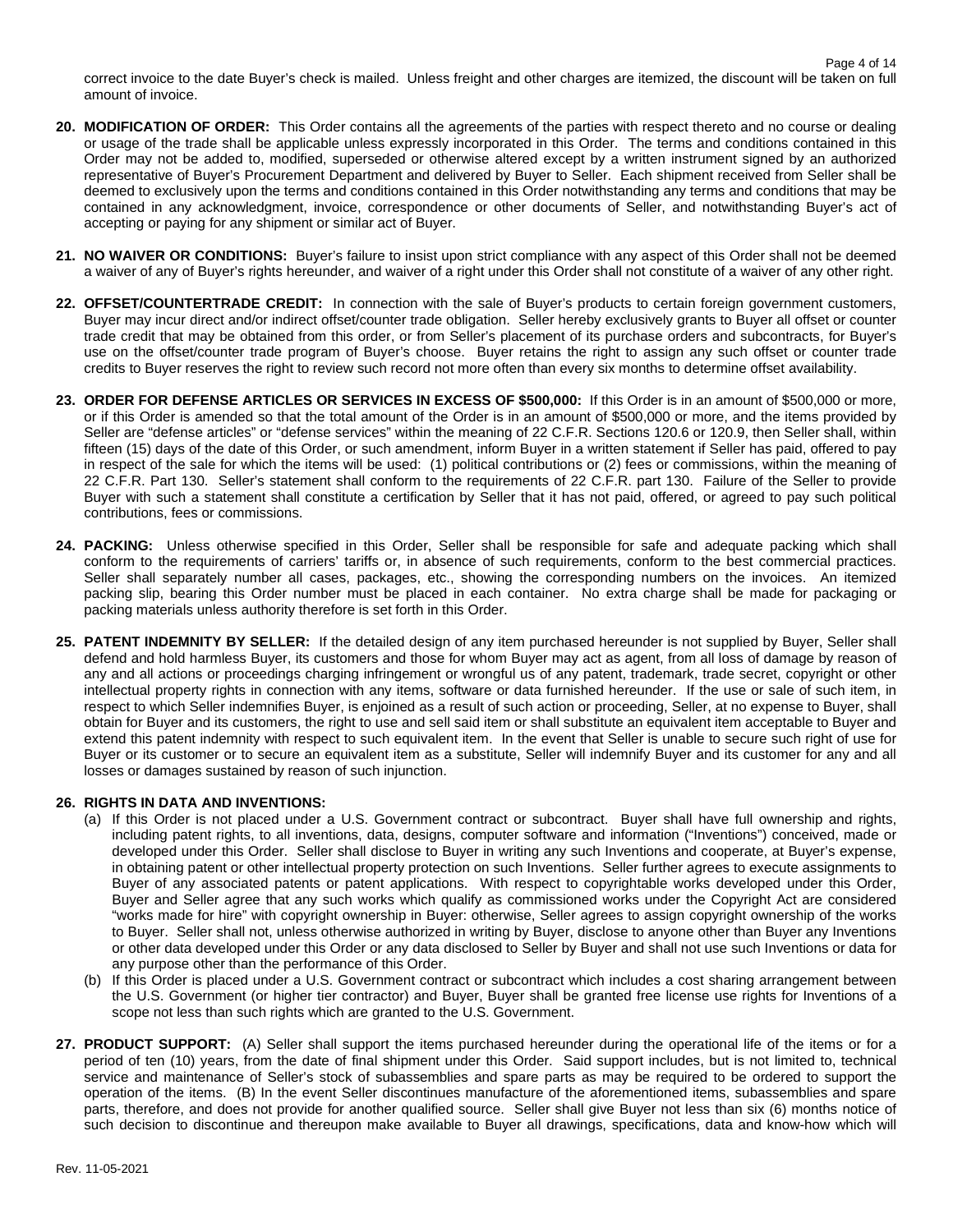correct invoice to the date Buyer's check is mailed. Unless freight and other charges are itemized, the discount will be taken on full amount of invoice.

**20. MODIFICATION OF ORDER:** This Order contains all the agreements of the parties with respect thereto and no course or dealing or usage of the trade shall be applicable unless expressly incorporated in this Order. The terms and conditions contained in this Order may not be added to, modified, superseded or otherwise altered except by a written instrument signed by an authorized representative of Buyer's Procurement Department and delivered by Buyer to Seller. Each shipment received from Seller shall be deemed to exclusively upon the terms and conditions contained in this Order notwithstanding any terms and conditions that may be contained in any acknowledgment, invoice, correspondence or other documents of Seller, and notwithstanding Buyer's act of accepting or paying for any shipment or similar act of Buyer.

**21. NO WAIVER OR CONDITIONS:** Buyer's failure to insist upon strict compliance with any aspect of this Order shall not be deemed a waiver of any of Buyer's rights hereunder, and waiver of a right under this Order shall not constitute of a waiver of any other right.

**22. OFFSET/COUNTERTRADE CREDIT:** In connection with the sale of Buyer's products to certain foreign government customers, Buyer may incur direct and/or indirect offset/counter trade obligation. Seller hereby exclusively grants to Buyer all offset or counter trade credit that may be obtained from this order, or from Seller's placement of its purchase orders and subcontracts, for Buyer's use on the offset/counter trade program of Buyer's choose. Buyer retains the right to assign any such offset or counter trade credits to Buyer reserves the right to review such record not more often than every six months to determine offset availability.

**23. ORDER FOR DEFENSE ARTICLES OR SERVICES IN EXCESS OF $500,000:** If this Order is in an amount of $500,000 or more, or if this Order is amended so that the total amount of the Order is in an amount of $500,000 or more, and the items provided by Seller are "defense articles" or "defense services" within the meaning of 22 C.F.R. Sections 120.6 or 120.9, then Seller shall, within fifteen (15) days of the date of this Order, or such amendment, inform Buyer in a written statement if Seller has paid, offered to pay in respect of the sale for which the items will be used: (1) political contributions or (2) fees or commissions, within the meaning of 22 C.F.R. Part 130. Seller's statement shall conform to the requirements of 22 C.F.R. part 130. Failure of the Seller to provide Buyer with such a statement shall constitute a certification by Seller that it has not paid, offered, or agreed to pay such political contributions, fees or commissions.

**24. PACKING:** Unless otherwise specified in this Order, Seller shall be responsible for safe and adequate packing which shall conform to the requirements of carriers' tariffs or, in absence of such requirements, conform to the best commercial practices. Seller shall separately number all cases, packages, etc., showing the corresponding numbers on the invoices. An itemized packing slip, bearing this Order number must be placed in each container. No extra charge shall be made for packaging or packing materials unless authority therefore is set forth in this Order.

**25. PATENT INDEMNITY BY SELLER:** If the detailed design of any item purchased hereunder is not supplied by Buyer, Seller shall defend and hold harmless Buyer, its customers and those for whom Buyer may act as agent, from all loss of damage by reason of any and all actions or proceedings charging infringement or wrongful us of any patent, trademark, trade secret, copyright or other intellectual property rights in connection with any items, software or data furnished hereunder. If the use or sale of such item, in respect to which Seller indemnifies Buyer, is enjoined as a result of such action or proceeding, Seller, at no expense to Buyer, shall obtain for Buyer and its customers, the right to use and sell said item or shall substitute an equivalent item acceptable to Buyer and extend this patent indemnity with respect to such equivalent item. In the event that Seller is unable to secure such right of use for Buyer or its customer or to secure an equivalent item as a substitute, Seller will indemnify Buyer and its customer for any and all losses or damages sustained by reason of such injunction.

**26. RIGHTS IN DATA AND INVENTIONS:**

(a) If this Order is not placed under a U.S. Government contract or subcontract. Buyer shall have full ownership and rights, including patent rights, to all inventions, data, designs, computer software and information ("Inventions") conceived, made or developed under this Order. Seller shall disclose to Buyer in writing any such Inventions and cooperate, at Buyer's expense, in obtaining patent or other intellectual property protection on such Inventions. Seller further agrees to execute assignments to Buyer of any associated patents or patent applications. With respect to copyrightable works developed under this Order, Buyer and Seller agree that any such works which qualify as commissioned works under the Copyright Act are considered "works made for hire" with copyright ownership in Buyer: otherwise, Seller agrees to assign copyright ownership of the works to Buyer. Seller shall not, unless otherwise authorized in writing by Buyer, disclose to anyone other than Buyer any Inventions or other data developed under this Order or any data disclosed to Seller by Buyer and shall not use such Inventions or data for any purpose other than the performance of this Order.

(b) If this Order is placed under a U.S. Government contract or subcontract which includes a cost sharing arrangement between the U.S. Government (or higher tier contractor) and Buyer, Buyer shall be granted free license use rights for Inventions of a scope not less than such rights which are granted to the U.S. Government.

**27. PRODUCT SUPPORT:** (A) Seller shall support the items purchased hereunder during the operational life of the items or for a period of ten (10) years, from the date of final shipment under this Order. Said support includes, but is not limited to, technical service and maintenance of Seller's stock of subassemblies and spare parts as may be required to be ordered to support the operation of the items. (B) In the event Seller discontinues manufacture of the aforementioned items, subassemblies and spare parts, therefore, and does not provide for another qualified source. Seller shall give Buyer not less than six (6) months notice of such decision to discontinue and thereupon make available to Buyer all drawings, specifications, data and know-how which will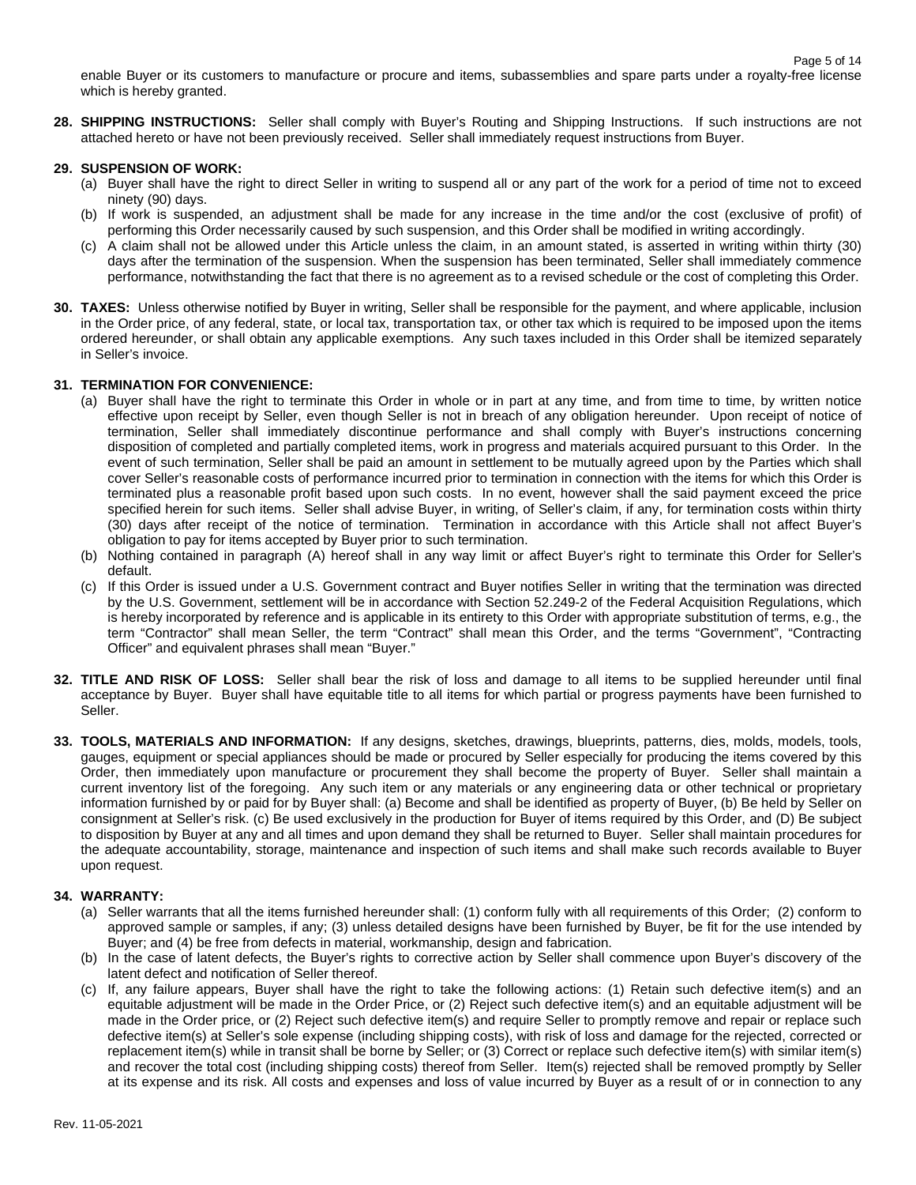enable Buyer or its customers to manufacture or procure and items, subassemblies and spare parts under a royalty-free license which is hereby granted.

**28. SHIPPING INSTRUCTIONS:** Seller shall comply with Buyer's Routing and Shipping Instructions. If such instructions are not attached hereto or have not been previously received. Seller shall immediately request instructions from Buyer.

**29. SUSPENSION OF WORK:**

(a) Buyer shall have the right to direct Seller in writing to suspend all or any part of the work for a period of time not to exceed ninety (90) days.

(b) If work is suspended, an adjustment shall be made for any increase in the time and/or the cost (exclusive of profit) of performing this Order necessarily caused by such suspension, and this Order shall be modified in writing accordingly.

(c) A claim shall not be allowed under this Article unless the claim, in an amount stated, is asserted in writing within thirty (30) days after the termination of the suspension. When the suspension has been terminated, Seller shall immediately commence performance, notwithstanding the fact that there is no agreement as to a revised schedule or the cost of completing this Order.

**30. TAXES:** Unless otherwise notified by Buyer in writing, Seller shall be responsible for the payment, and where applicable, inclusion in the Order price, of any federal, state, or local tax, transportation tax, or other tax which is required to be imposed upon the items ordered hereunder, or shall obtain any applicable exemptions. Any such taxes included in this Order shall be itemized separately in Seller's invoice.

**31. TERMINATION FOR CONVENIENCE:**

(a) Buyer shall have the right to terminate this Order in whole or in part at any time, and from time to time, by written notice effective upon receipt by Seller, even though Seller is not in breach of any obligation hereunder. Upon receipt of notice of termination, Seller shall immediately discontinue performance and shall comply with Buyer's instructions concerning disposition of completed and partially completed items, work in progress and materials acquired pursuant to this Order. In the event of such termination, Seller shall be paid an amount in settlement to be mutually agreed upon by the Parties which shall cover Seller's reasonable costs of performance incurred prior to termination in connection with the items for which this Order is terminated plus a reasonable profit based upon such costs. In no event, however shall the said payment exceed the price specified herein for such items. Seller shall advise Buyer, in writing, of Seller's claim, if any, for termination costs within thirty (30) days after receipt of the notice of termination. Termination in accordance with this Article shall not affect Buyer's obligation to pay for items accepted by Buyer prior to such termination.

(b) Nothing contained in paragraph (A) hereof shall in any way limit or affect Buyer's right to terminate this Order for Seller's default.

(c) If this Order is issued under a U.S. Government contract and Buyer notifies Seller in writing that the termination was directed by the U.S. Government, settlement will be in accordance with Section 52.249-2 of the Federal Acquisition Regulations, which is hereby incorporated by reference and is applicable in its entirety to this Order with appropriate substitution of terms, e.g., the term "Contractor" shall mean Seller, the term "Contract" shall mean this Order, and the terms "Government", "Contracting Officer" and equivalent phrases shall mean "Buyer."

**32. TITLE AND RISK OF LOSS:** Seller shall bear the risk of loss and damage to all items to be supplied hereunder until final acceptance by Buyer. Buyer shall have equitable title to all items for which partial or progress payments have been furnished to Seller.

**33. TOOLS, MATERIALS AND INFORMATION:** If any designs, sketches, drawings, blueprints, patterns, dies, molds, models, tools, gauges, equipment or special appliances should be made or procured by Seller especially for producing the items covered by this Order, then immediately upon manufacture or procurement they shall become the property of Buyer. Seller shall maintain a current inventory list of the foregoing. Any such item or any materials or any engineering data or other technical or proprietary information furnished by or paid for by Buyer shall: (a) Become and shall be identified as property of Buyer, (b) Be held by Seller on consignment at Seller's risk. (c) Be used exclusively in the production for Buyer of items required by this Order, and (D) Be subject to disposition by Buyer at any and all times and upon demand they shall be returned to Buyer. Seller shall maintain procedures for the adequate accountability, storage, maintenance and inspection of such items and shall make such records available to Buyer upon request.

**34. WARRANTY:**

(a) Seller warrants that all the items furnished hereunder shall: (1) conform fully with all requirements of this Order; (2) conform to approved sample or samples, if any; (3) unless detailed designs have been furnished by Buyer, be fit for the use intended by Buyer; and (4) be free from defects in material, workmanship, design and fabrication.

(b) In the case of latent defects, the Buyer's rights to corrective action by Seller shall commence upon Buyer's discovery of the latent defect and notification of Seller thereof.

(c) If, any failure appears, Buyer shall have the right to take the following actions: (1) Retain such defective item(s) and an equitable adjustment will be made in the Order Price, or (2) Reject such defective item(s) and an equitable adjustment will be made in the Order price, or (2) Reject such defective item(s) and require Seller to promptly remove and repair or replace such defective item(s) at Seller's sole expense (including shipping costs), with risk of loss and damage for the rejected, corrected or replacement item(s) while in transit shall be borne by Seller; or (3) Correct or replace such defective item(s) with similar item(s) and recover the total cost (including shipping costs) thereof from Seller. Item(s) rejected shall be removed promptly by Seller at its expense and its risk. All costs and expenses and loss of value incurred by Buyer as a result of or in connection to any

Rev. 11-05-2021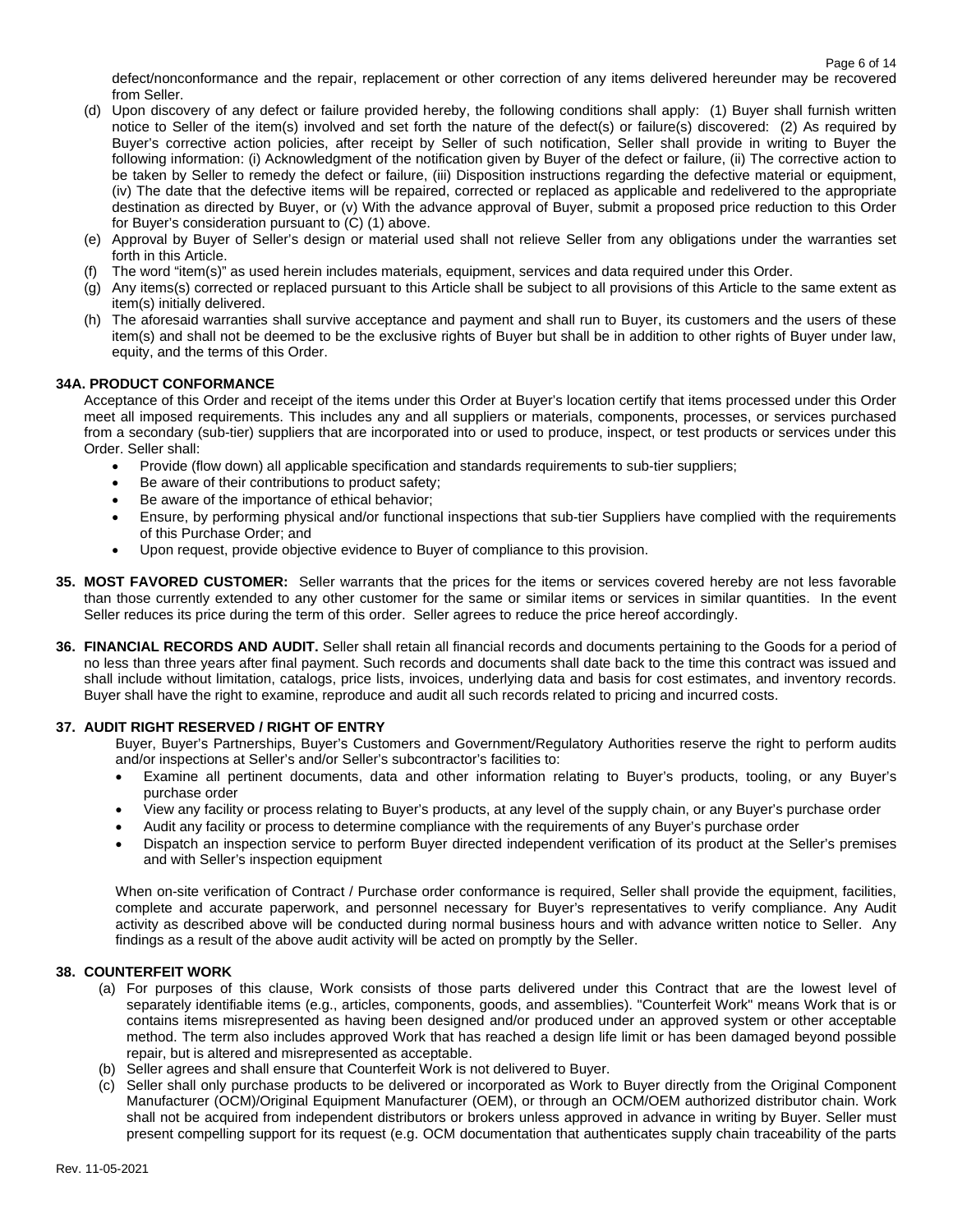defect/nonconformance and the repair, replacement or other correction of any items delivered hereunder may be recovered from Seller.

(d) Upon discovery of any defect or failure provided hereby, the following conditions shall apply: (1) Buyer shall furnish written notice to Seller of the item(s) involved and set forth the nature of the defect(s) or failure(s) discovered: (2) As required by Buyer's corrective action policies, after receipt by Seller of such notification, Seller shall provide in writing to Buyer the following information: (i) Acknowledgment of the notification given by Buyer of the defect or failure, (ii) The corrective action to be taken by Seller to remedy the defect or failure, (iii) Disposition instructions regarding the defective material or equipment, (iv) The date that the defective items will be repaired, corrected or replaced as applicable and redelivered to the appropriate destination as directed by Buyer, or (v) With the advance approval of Buyer, submit a proposed price reduction to this Order for Buyer's consideration pursuant to (C) (1) above.

(e) Approval by Buyer of Seller's design or material used shall not relieve Seller from any obligations under the warranties set forth in this Article.

(f) The word "item(s)" as used herein includes materials, equipment, services and data required under this Order.

(g) Any items(s) corrected or replaced pursuant to this Article shall be subject to all provisions of this Article to the same extent as item(s) initially delivered.

(h) The aforesaid warranties shall survive acceptance and payment and shall run to Buyer, its customers and the users of these item(s) and shall not be deemed to be the exclusive rights of Buyer but shall be in addition to other rights of Buyer under law, equity, and the terms of this Order.

**34A. PRODUCT CONFORMANCE**

Acceptance of this Order and receipt of the items under this Order at Buyer's location certify that items processed under this Order meet all imposed requirements. This includes any and all suppliers or materials, components, processes, or services purchased from a secondary (sub-tier) suppliers that are incorporated into or used to produce, inspect, or test products or services under this Order. Seller shall:

- Provide (flow down) all applicable specification and standards requirements to sub-tier suppliers;
- Be aware of their contributions to product safety;
- Be aware of the importance of ethical behavior;
- Ensure, by performing physical and/or functional inspections that sub-tier Suppliers have complied with the requirements of this Purchase Order; and
- Upon request, provide objective evidence to Buyer of compliance to this provision.

**35. MOST FAVORED CUSTOMER:** Seller warrants that the prices for the items or services covered hereby are not less favorable than those currently extended to any other customer for the same or similar items or services in similar quantities. In the event Seller reduces its price during the term of this order. Seller agrees to reduce the price hereof accordingly.

**36. FINANCIAL RECORDS AND AUDIT.** Seller shall retain all financial records and documents pertaining to the Goods for a period of no less than three years after final payment. Such records and documents shall date back to the time this contract was issued and shall include without limitation, catalogs, price lists, invoices, underlying data and basis for cost estimates, and inventory records. Buyer shall have the right to examine, reproduce and audit all such records related to pricing and incurred costs.

**37. AUDIT RIGHT RESERVED / RIGHT OF ENTRY**

Buyer, Buyer's Partnerships, Buyer's Customers and Government/Regulatory Authorities reserve the right to perform audits and/or inspections at Seller's and/or Seller's subcontractor's facilities to:

- Examine all pertinent documents, data and other information relating to Buyer's products, tooling, or any Buyer's purchase order
- View any facility or process relating to Buyer's products, at any level of the supply chain, or any Buyer's purchase order
- Audit any facility or process to determine compliance with the requirements of any Buyer's purchase order
- Dispatch an inspection service to perform Buyer directed independent verification of its product at the Seller's premises and with Seller's inspection equipment

When on-site verification of Contract / Purchase order conformance is required, Seller shall provide the equipment, facilities, complete and accurate paperwork, and personnel necessary for Buyer's representatives to verify compliance. Any Audit activity as described above will be conducted during normal business hours and with advance written notice to Seller. Any findings as a result of the above audit activity will be acted on promptly by the Seller.

**38. COUNTERFEIT WORK**

(a) For purposes of this clause, Work consists of those parts delivered under this Contract that are the lowest level of separately identifiable items (e.g., articles, components, goods, and assemblies). "Counterfeit Work" means Work that is or contains items misrepresented as having been designed and/or produced under an approved system or other acceptable method. The term also includes approved Work that has reached a design life limit or has been damaged beyond possible repair, but is altered and misrepresented as acceptable.

(b) Seller agrees and shall ensure that Counterfeit Work is not delivered to Buyer.

(c) Seller shall only purchase products to be delivered or incorporated as Work to Buyer directly from the Original Component Manufacturer (OCM)/Original Equipment Manufacturer (OEM), or through an OCM/OEM authorized distributor chain. Work shall not be acquired from independent distributors or brokers unless approved in advance in writing by Buyer. Seller must present compelling support for its request (e.g. OCM documentation that authenticates supply chain traceability of the parts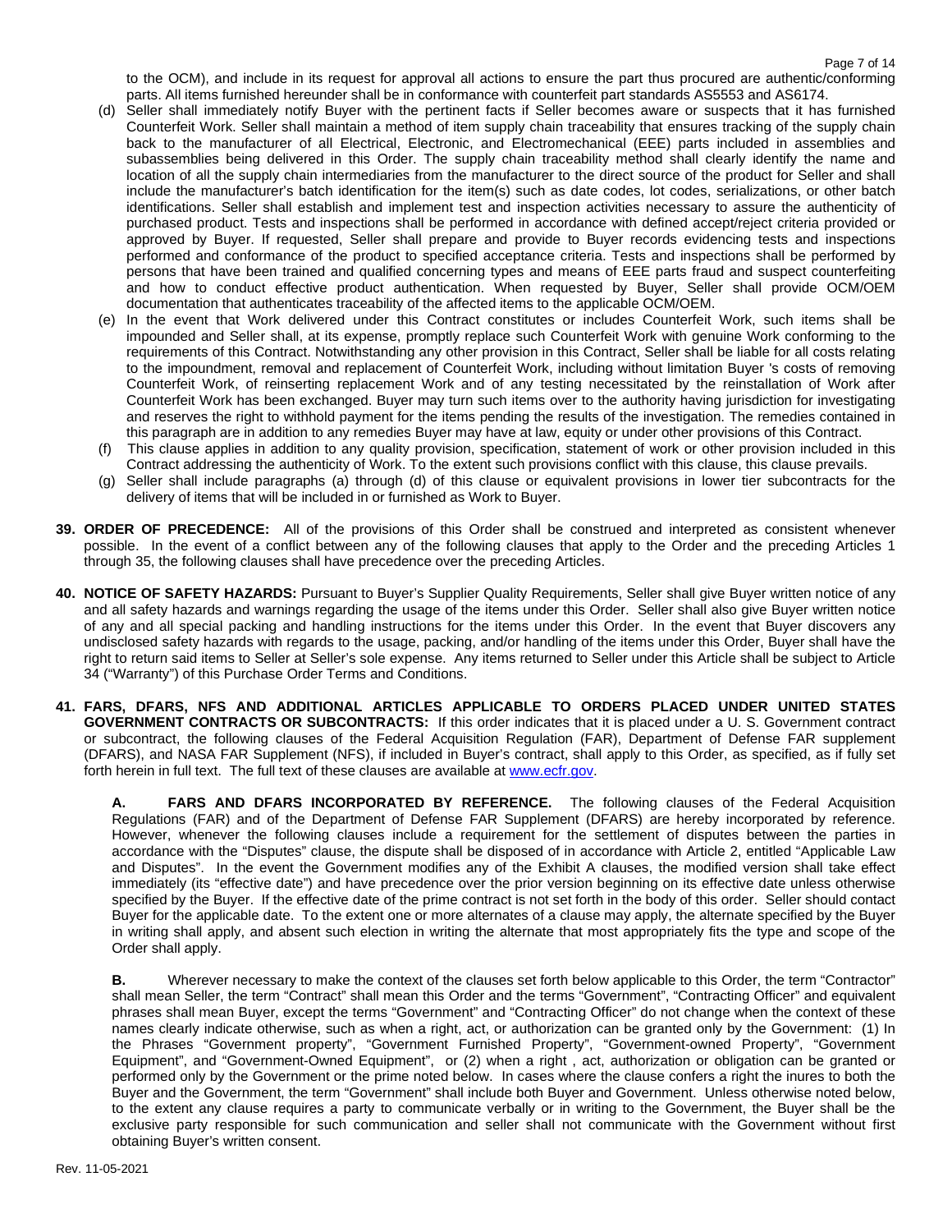to the OCM), and include in its request for approval all actions to ensure the part thus procured are authentic/conforming parts. All items furnished hereunder shall be in conformance with counterfeit part standards AS5553 and AS6174.

(d) Seller shall immediately notify Buyer with the pertinent facts if Seller becomes aware or suspects that it has furnished Counterfeit Work. Seller shall maintain a method of item supply chain traceability that ensures tracking of the supply chain back to the manufacturer of all Electrical, Electronic, and Electromechanical (EEE) parts included in assemblies and subassemblies being delivered in this Order. The supply chain traceability method shall clearly identify the name and location of all the supply chain intermediaries from the manufacturer to the direct source of the product for Seller and shall include the manufacturer's batch identification for the item(s) such as date codes, lot codes, serializations, or other batch identifications. Seller shall establish and implement test and inspection activities necessary to assure the authenticity of purchased product. Tests and inspections shall be performed in accordance with defined accept/reject criteria provided or approved by Buyer. If requested, Seller shall prepare and provide to Buyer records evidencing tests and inspections performed and conformance of the product to specified acceptance criteria. Tests and inspections shall be performed by persons that have been trained and qualified concerning types and means of EEE parts fraud and suspect counterfeiting and how to conduct effective product authentication. When requested by Buyer, Seller shall provide OCM/OEM documentation that authenticates traceability of the affected items to the applicable OCM/OEM.

(e) In the event that Work delivered under this Contract constitutes or includes Counterfeit Work, such items shall be impounded and Seller shall, at its expense, promptly replace such Counterfeit Work with genuine Work conforming to the requirements of this Contract. Notwithstanding any other provision in this Contract, Seller shall be liable for all costs relating to the impoundment, removal and replacement of Counterfeit Work, including without limitation Buyer 's costs of removing Counterfeit Work, of reinserting replacement Work and of any testing necessitated by the reinstallation of Work after Counterfeit Work has been exchanged. Buyer may turn such items over to the authority having jurisdiction for investigating and reserves the right to withhold payment for the items pending the results of the investigation. The remedies contained in this paragraph are in addition to any remedies Buyer may have at law, equity or under other provisions of this Contract.

(f) This clause applies in addition to any quality provision, specification, statement of work or other provision included in this Contract addressing the authenticity of Work. To the extent such provisions conflict with this clause, this clause prevails.

(g) Seller shall include paragraphs (a) through (d) of this clause or equivalent provisions in lower tier subcontracts for the delivery of items that will be included in or furnished as Work to Buyer.

**39. ORDER OF PRECEDENCE:** All of the provisions of this Order shall be construed and interpreted as consistent whenever possible. In the event of a conflict between any of the following clauses that apply to the Order and the preceding Articles 1 through 35, the following clauses shall have precedence over the preceding Articles.

**40. NOTICE OF SAFETY HAZARDS:** Pursuant to Buyer's Supplier Quality Requirements, Seller shall give Buyer written notice of any and all safety hazards and warnings regarding the usage of the items under this Order. Seller shall also give Buyer written notice of any and all special packing and handling instructions for the items under this Order. In the event that Buyer discovers any undisclosed safety hazards with regards to the usage, packing, and/or handling of the items under this Order, Buyer shall have the right to return said items to Seller at Seller's sole expense. Any items returned to Seller under this Article shall be subject to Article 34 ("Warranty") of this Purchase Order Terms and Conditions.

**41. FARS, DFARS, NFS AND ADDITIONAL ARTICLES APPLICABLE TO ORDERS PLACED UNDER UNITED STATES GOVERNMENT CONTRACTS OR SUBCONTRACTS:** If this order indicates that it is placed under a U. S. Government contract or subcontract, the following clauses of the Federal Acquisition Regulation (FAR), Department of Defense FAR supplement (DFARS), and NASA FAR Supplement (NFS), if included in Buyer's contract, shall apply to this Order, as specified, as if fully set forth herein in full text. The full text of these clauses are available at www.ecfr.gov.

**A. FARS AND DFARS INCORPORATED BY REFERENCE.** The following clauses of the Federal Acquisition Regulations (FAR) and of the Department of Defense FAR Supplement (DFARS) are hereby incorporated by reference. However, whenever the following clauses include a requirement for the settlement of disputes between the parties in accordance with the "Disputes" clause, the dispute shall be disposed of in accordance with Article 2, entitled "Applicable Law and Disputes". In the event the Government modifies any of the Exhibit A clauses, the modified version shall take effect immediately (its "effective date") and have precedence over the prior version beginning on its effective date unless otherwise specified by the Buyer. If the effective date of the prime contract is not set forth in the body of this order. Seller should contact Buyer for the applicable date. To the extent one or more alternates of a clause may apply, the alternate specified by the Buyer in writing shall apply, and absent such election in writing the alternate that most appropriately fits the type and scope of the Order shall apply.

**B.** Wherever necessary to make the context of the clauses set forth below applicable to this Order, the term "Contractor" shall mean Seller, the term "Contract" shall mean this Order and the terms "Government", "Contracting Officer" and equivalent phrases shall mean Buyer, except the terms "Government" and "Contracting Officer" do not change when the context of these names clearly indicate otherwise, such as when a right, act, or authorization can be granted only by the Government: (1) In the Phrases "Government property", "Government Furnished Property", "Government-owned Property", "Government Equipment", and "Government-Owned Equipment", or (2) when a right , act, authorization or obligation can be granted or performed only by the Government or the prime noted below. In cases where the clause confers a right the inures to both the Buyer and the Government, the term "Government" shall include both Buyer and Government. Unless otherwise noted below, to the extent any clause requires a party to communicate verbally or in writing to the Government, the Buyer shall be the exclusive party responsible for such communication and seller shall not communicate with the Government without first obtaining Buyer's written consent.

Rev. 11-05-2021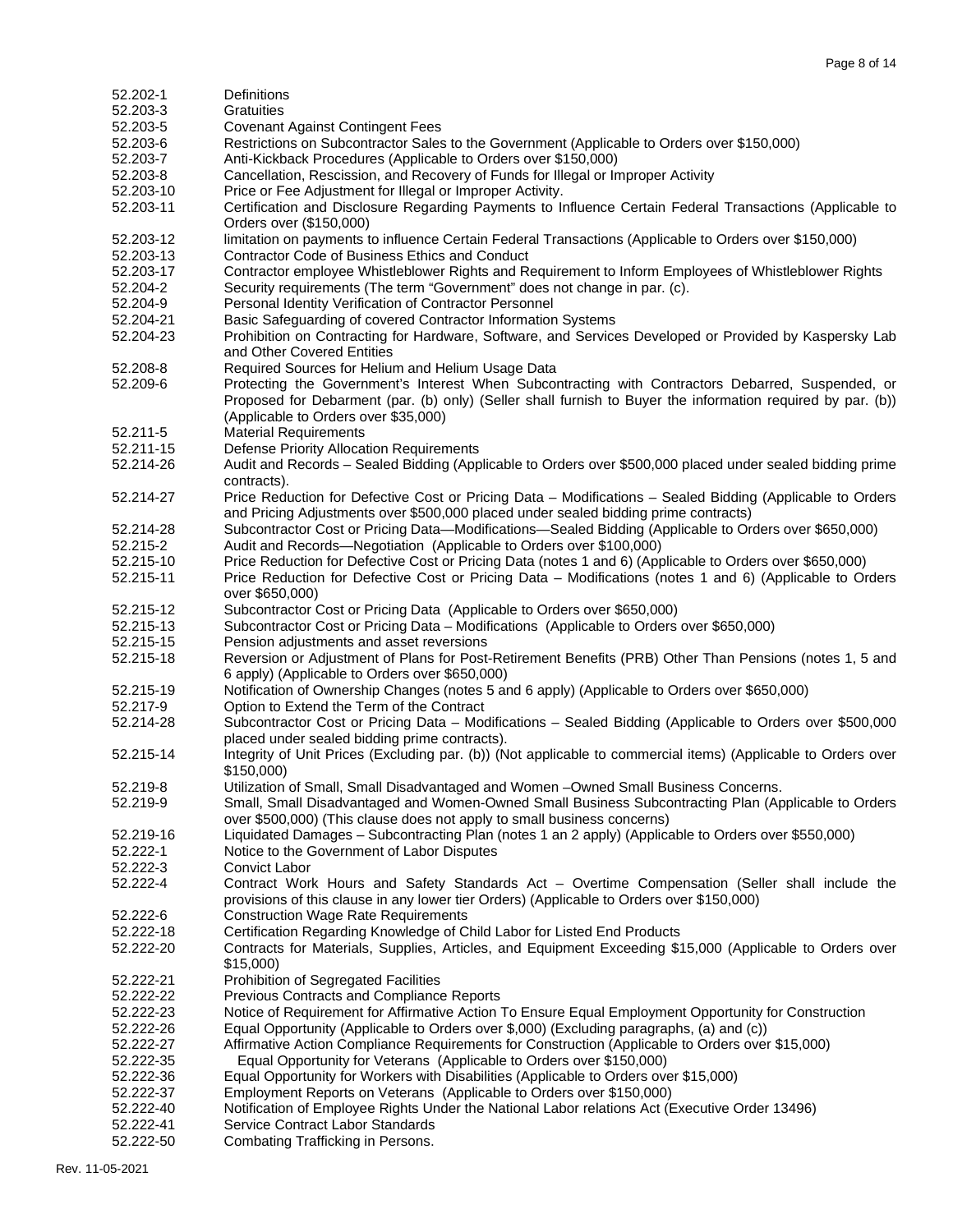| | |
|---|---|
| 52.202-1 | Definitions |
| 52.203-3 | Gratuities |
| 52.203-5 | Covenant Against Contingent Fees |
| 52.203-6 | Restrictions on Subcontractor Sales to the Government (Applicable to Orders over $150,000) |
| 52.203-7 | Anti-Kickback Procedures (Applicable to Orders over $150,000) |
| 52.203-8 | Cancellation, Rescission, and Recovery of Funds for Illegal or Improper Activity |
| 52.203-10 | Price or Fee Adjustment for Illegal or Improper Activity. |
| 52.203-11 | Certification and Disclosure Regarding Payments to Influence Certain Federal Transactions (Applicable to Orders over ($150,000) |
| 52.203-12 | limitation on payments to influence Certain Federal Transactions (Applicable to Orders over $150,000) |
| 52.203-13 | Contractor Code of Business Ethics and Conduct |
| 52.203-17 | Contractor employee Whistleblower Rights and Requirement to Inform Employees of Whistleblower Rights |
| 52.204-2 | Security requirements (The term "Government" does not change in par. (c). |
| 52.204-9 | Personal Identity Verification of Contractor Personnel |
| 52.204-21 | Basic Safeguarding of covered Contractor Information Systems |
| 52.204-23 | Prohibition on Contracting for Hardware, Software, and Services Developed or Provided by Kaspersky Lab and Other Covered Entities |
| 52.208-8 | Required Sources for Helium and Helium Usage Data |
| 52.209-6 | Protecting the Government's Interest When Subcontracting with Contractors Debarred, Suspended, or Proposed for Debarment (par. (b) only) (Seller shall furnish to Buyer the information required by par. (b)) (Applicable to Orders over $35,000) |
| 52.211-5 | Material Requirements |
| 52.211-15 | Defense Priority Allocation Requirements |
| 52.214-26 | Audit and Records – Sealed Bidding (Applicable to Orders over $500,000 placed under sealed bidding prime contracts). |
| 52.214-27 | Price Reduction for Defective Cost or Pricing Data – Modifications – Sealed Bidding (Applicable to Orders and Pricing Adjustments over $500,000 placed under sealed bidding prime contracts) |
| 52.214-28 | Subcontractor Cost or Pricing Data—Modifications—Sealed Bidding (Applicable to Orders over $650,000) |
| 52.215-2 | Audit and Records—Negotiation (Applicable to Orders over $100,000) |
| 52.215-10 | Price Reduction for Defective Cost or Pricing Data (notes 1 and 6) (Applicable to Orders over $650,000) |
| 52.215-11 | Price Reduction for Defective Cost or Pricing Data – Modifications (notes 1 and 6) (Applicable to Orders over $650,000) |
| 52.215-12 | Subcontractor Cost or Pricing Data (Applicable to Orders over $650,000) |
| 52.215-13 | Subcontractor Cost or Pricing Data – Modifications (Applicable to Orders over $650,000) |
| 52.215-15 | Pension adjustments and asset reversions |
| 52.215-18 | Reversion or Adjustment of Plans for Post-Retirement Benefits (PRB) Other Than Pensions (notes 1, 5 and 6 apply) (Applicable to Orders over $650,000) |
| 52.215-19 | Notification of Ownership Changes (notes 5 and 6 apply) (Applicable to Orders over $650,000) |
| 52.217-9 | Option to Extend the Term of the Contract |
| 52.214-28 | Subcontractor Cost or Pricing Data – Modifications – Sealed Bidding (Applicable to Orders over $500,000 placed under sealed bidding prime contracts). |
| 52.215-14 | Integrity of Unit Prices (Excluding par. (b)) (Not applicable to commercial items) (Applicable to Orders over $150,000) |
| 52.219-8 | Utilization of Small, Small Disadvantaged and Women –Owned Small Business Concerns. |
| 52.219-9 | Small, Small Disadvantaged and Women-Owned Small Business Subcontracting Plan (Applicable to Orders over $500,000) (This clause does not apply to small business concerns) |
| 52.219-16 | Liquidated Damages – Subcontracting Plan (notes 1 an 2 apply) (Applicable to Orders over $550,000) |
| 52.222-1 | Notice to the Government of Labor Disputes |
| 52.222-3 | Convict Labor |
| 52.222-4 | Contract Work Hours and Safety Standards Act – Overtime Compensation (Seller shall include the provisions of this clause in any lower tier Orders) (Applicable to Orders over $150,000) |
| 52.222-6 | Construction Wage Rate Requirements |
| 52.222-18 | Certification Regarding Knowledge of Child Labor for Listed End Products |
| 52.222-20 | Contracts for Materials, Supplies, Articles, and Equipment Exceeding $15,000 (Applicable to Orders over $15,000) |
| 52.222-21 | Prohibition of Segregated Facilities |
| 52.222-22 | Previous Contracts and Compliance Reports |
| 52.222-23 | Notice of Requirement for Affirmative Action To Ensure Equal Employment Opportunity for Construction |
| 52.222-26 | Equal Opportunity (Applicable to Orders over $,000) (Excluding paragraphs, (a) and (c)) |
| 52.222-27 | Affirmative Action Compliance Requirements for Construction (Applicable to Orders over $15,000) |
| 52.222-35 | Equal Opportunity for Veterans (Applicable to Orders over $150,000) |
| 52.222-36 | Equal Opportunity for Workers with Disabilities (Applicable to Orders over $15,000) |
| 52.222-37 | Employment Reports on Veterans (Applicable to Orders over $150,000) |
| 52.222-40 | Notification of Employee Rights Under the National Labor relations Act (Executive Order 13496) |
| 52.222-41 | Service Contract Labor Standards |
| 52.222-50 | Combating Trafficking in Persons. |

Rev. 11-05-2021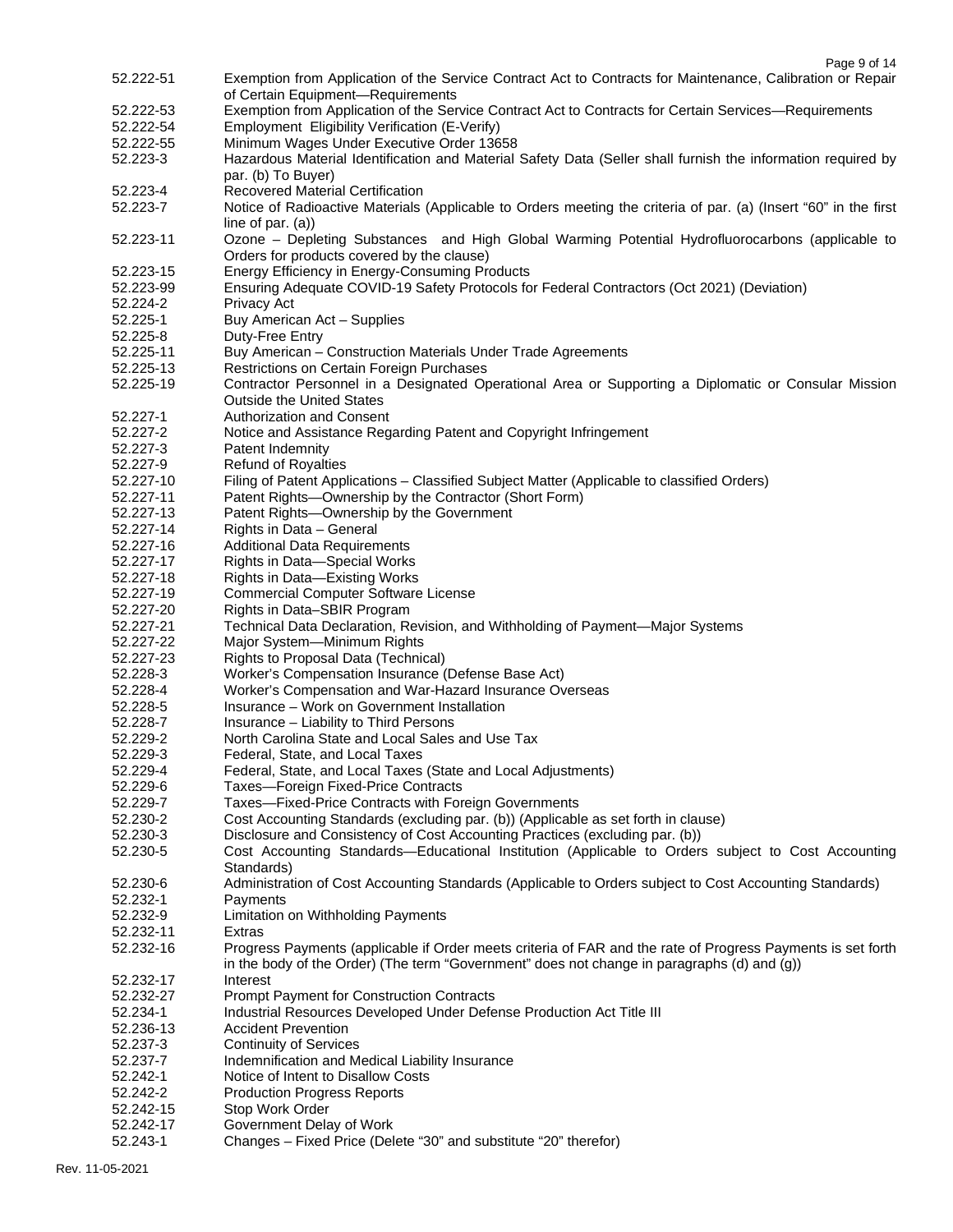| | |
|---|---|
| 52.222-51 | Exemption from Application of the Service Contract Act to Contracts for Maintenance, Calibration or Repair of Certain Equipment—Requirements |
| 52.222-53 | Exemption from Application of the Service Contract Act to Contracts for Certain Services—Requirements |
| 52.222-54 | Employment Eligibility Verification (E-Verify) |
| 52.222-55 | Minimum Wages Under Executive Order 13658 |
| 52.223-3 | Hazardous Material Identification and Material Safety Data (Seller shall furnish the information required by par. (b) To Buyer) |
| 52.223-4 | Recovered Material Certification |
| 52.223-7 | Notice of Radioactive Materials (Applicable to Orders meeting the criteria of par. (a) (Insert "60" in the first line of par. (a)) |
| 52.223-11 | Ozone – Depleting Substances and High Global Warming Potential Hydrofluorocarbons (applicable to Orders for products covered by the clause) |
| 52.223-15 | Energy Efficiency in Energy-Consuming Products |
| 52.223-99 | Ensuring Adequate COVID-19 Safety Protocols for Federal Contractors (Oct 2021) (Deviation) |
| 52.224-2 | Privacy Act |
| 52.225-1 | Buy American Act – Supplies |
| 52.225-8 | Duty-Free Entry |
| 52.225-11 | Buy American – Construction Materials Under Trade Agreements |
| 52.225-13 | Restrictions on Certain Foreign Purchases |
| 52.225-19 | Contractor Personnel in a Designated Operational Area or Supporting a Diplomatic or Consular Mission Outside the United States |
| 52.227-1 | Authorization and Consent |
| 52.227-2 | Notice and Assistance Regarding Patent and Copyright Infringement |
| 52.227-3 | Patent Indemnity |
| 52.227-9 | Refund of Royalties |
| 52.227-10 | Filing of Patent Applications – Classified Subject Matter (Applicable to classified Orders) |
| 52.227-11 | Patent Rights—Ownership by the Contractor (Short Form) |
| 52.227-13 | Patent Rights—Ownership by the Government |
| 52.227-14 | Rights in Data – General |
| 52.227-16 | Additional Data Requirements |
| 52.227-17 | Rights in Data—Special Works |
| 52.227-18 | Rights in Data—Existing Works |
| 52.227-19 | Commercial Computer Software License |
| 52.227-20 | Rights in Data–SBIR Program |
| 52.227-21 | Technical Data Declaration, Revision, and Withholding of Payment—Major Systems |
| 52.227-22 | Major System—Minimum Rights |
| 52.227-23 | Rights to Proposal Data (Technical) |
| 52.228-3 | Worker's Compensation Insurance (Defense Base Act) |
| 52.228-4 | Worker's Compensation and War-Hazard Insurance Overseas |
| 52.228-5 | Insurance – Work on Government Installation |
| 52.228-7 | Insurance – Liability to Third Persons |
| 52.229-2 | North Carolina State and Local Sales and Use Tax |
| 52.229-3 | Federal, State, and Local Taxes |
| 52.229-4 | Federal, State, and Local Taxes (State and Local Adjustments) |
| 52.229-6 | Taxes—Foreign Fixed-Price Contracts |
| 52.229-7 | Taxes—Fixed-Price Contracts with Foreign Governments |
| 52.230-2 | Cost Accounting Standards (excluding par. (b)) (Applicable as set forth in clause) |
| 52.230-3 | Disclosure and Consistency of Cost Accounting Practices (excluding par. (b)) |
| 52.230-5 | Cost Accounting Standards—Educational Institution (Applicable to Orders subject to Cost Accounting Standards) |
| 52.230-6 | Administration of Cost Accounting Standards (Applicable to Orders subject to Cost Accounting Standards) |
| 52.232-1 | Payments |
| 52.232-9 | Limitation on Withholding Payments |
| 52.232-11 | Extras |
| 52.232-16 | Progress Payments (applicable if Order meets criteria of FAR and the rate of Progress Payments is set forth in the body of the Order) (The term "Government" does not change in paragraphs (d) and (g)) |
| 52.232-17 | Interest |
| 52.232-27 | Prompt Payment for Construction Contracts |
| 52.234-1 | Industrial Resources Developed Under Defense Production Act Title III |
| 52.236-13 | Accident Prevention |
| 52.237-3 | Continuity of Services |
| 52.237-7 | Indemnification and Medical Liability Insurance |
| 52.242-1 | Notice of Intent to Disallow Costs |
| 52.242-2 | Production Progress Reports |
| 52.242-15 | Stop Work Order |
| 52.242-17 | Government Delay of Work |
| 52.243-1 | Changes – Fixed Price (Delete "30" and substitute "20" therefor) |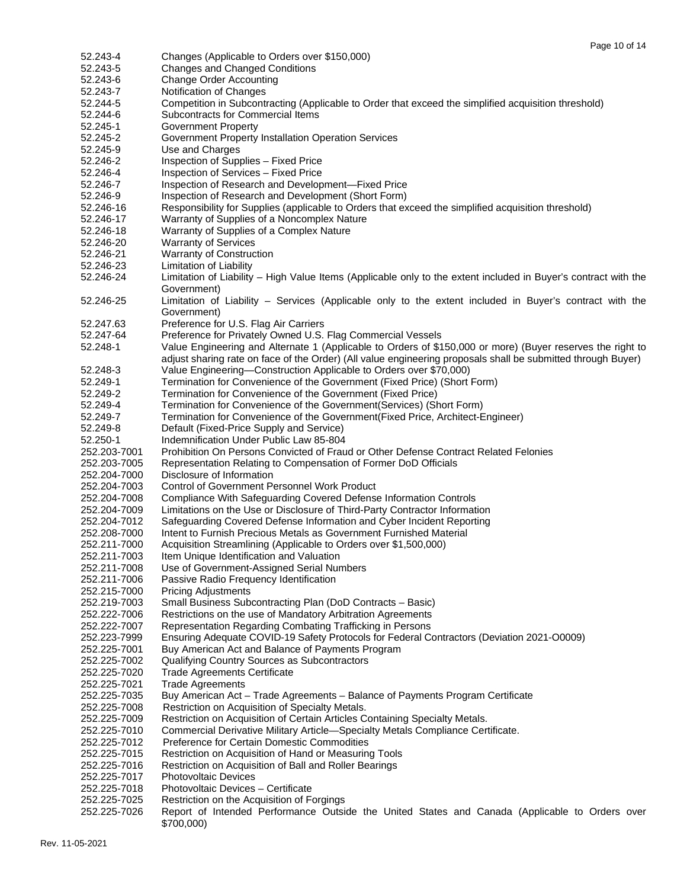| | |
|---|---|
| 52.243-4 | Changes (Applicable to Orders over $150,000) |
| 52.243-5 | Changes and Changed Conditions |
| 52.243-6 | Change Order Accounting |
| 52.243-7 | Notification of Changes |
| 52.244-5 | Competition in Subcontracting (Applicable to Order that exceed the simplified acquisition threshold) |
| 52.244-6 | Subcontracts for Commercial Items |
| 52.245-1 | Government Property |
| 52.245-2 | Government Property Installation Operation Services |
| 52.245-9 | Use and Charges |
| 52.246-2 | Inspection of Supplies – Fixed Price |
| 52.246-4 | Inspection of Services – Fixed Price |
| 52.246-7 | Inspection of Research and Development—Fixed Price |
| 52.246-9 | Inspection of Research and Development (Short Form) |
| 52.246-16 | Responsibility for Supplies (applicable to Orders that exceed the simplified acquisition threshold) |
| 52.246-17 | Warranty of Supplies of a Noncomplex Nature |
| 52.246-18 | Warranty of Supplies of a Complex Nature |
| 52.246-20 | Warranty of Services |
| 52.246-21 | Warranty of Construction |
| 52.246-23 | Limitation of Liability |
| 52.246-24 | Limitation of Liability – High Value Items (Applicable only to the extent included in Buyer's contract with the Government) |
| 52.246-25 | Limitation of Liability – Services (Applicable only to the extent included in Buyer's contract with the Government) |
| 52.247.63 | Preference for U.S. Flag Air Carriers |
| 52.247-64 | Preference for Privately Owned U.S. Flag Commercial Vessels |
| 52.248-1 | Value Engineering and Alternate 1 (Applicable to Orders of $150,000 or more) (Buyer reserves the right to adjust sharing rate on face of the Order) (All value engineering proposals shall be submitted through Buyer) |
| 52.248-3 | Value Engineering—Construction Applicable to Orders over $70,000) |
| 52.249-1 | Termination for Convenience of the Government (Fixed Price) (Short Form) |
| 52.249-2 | Termination for Convenience of the Government (Fixed Price) |
| 52.249-4 | Termination for Convenience of the Government(Services) (Short Form) |
| 52.249-7 | Termination for Convenience of the Government(Fixed Price, Architect-Engineer) |
| 52.249-8 | Default (Fixed-Price Supply and Service) |
| 52.250-1 | Indemnification Under Public Law 85-804 |
| 252.203-7001 | Prohibition On Persons Convicted of Fraud or Other Defense Contract Related Felonies |
| 252.203-7005 | Representation Relating to Compensation of Former DoD Officials |
| 252.204-7000 | Disclosure of Information |
| 252.204-7003 | Control of Government Personnel Work Product |
| 252.204-7008 | Compliance With Safeguarding Covered Defense Information Controls |
| 252.204-7009 | Limitations on the Use or Disclosure of Third-Party Contractor Information |
| 252.204-7012 | Safeguarding Covered Defense Information and Cyber Incident Reporting |
| 252.208-7000 | Intent to Furnish Precious Metals as Government Furnished Material |
| 252.211-7000 | Acquisition Streamlining (Applicable to Orders over $1,500,000) |
| 252.211-7003 | Item Unique Identification and Valuation |
| 252.211-7008 | Use of Government-Assigned Serial Numbers |
| 252.211-7006 | Passive Radio Frequency Identification |
| 252.215-7000 | Pricing Adjustments |
| 252.219-7003 | Small Business Subcontracting Plan (DoD Contracts – Basic) |
| 252.222-7006 | Restrictions on the use of Mandatory Arbitration Agreements |
| 252.222-7007 | Representation Regarding Combating Trafficking in Persons |
| 252.223-7999 | Ensuring Adequate COVID-19 Safety Protocols for Federal Contractors (Deviation 2021-O0009) |
| 252.225-7001 | Buy American Act and Balance of Payments Program |
| 252.225-7002 | Qualifying Country Sources as Subcontractors |
| 252.225-7020 | Trade Agreements Certificate |
| 252.225-7021 | Trade Agreements |
| 252.225-7035 | Buy American Act – Trade Agreements – Balance of Payments Program Certificate |
| 252.225-7008 | Restriction on Acquisition of Specialty Metals. |
| 252.225-7009 | Restriction on Acquisition of Certain Articles Containing Specialty Metals. |
| 252.225-7010 | Commercial Derivative Military Article—Specialty Metals Compliance Certificate. |
| 252.225-7012 | Preference for Certain Domestic Commodities |
| 252.225-7015 | Restriction on Acquisition of Hand or Measuring Tools |
| 252.225-7016 | Restriction on Acquisition of Ball and Roller Bearings |
| 252.225-7017 | Photovoltaic Devices |
| 252.225-7018 | Photovoltaic Devices – Certificate |
| 252.225-7025 | Restriction on the Acquisition of Forgings |
| 252.225-7026 | Report of Intended Performance Outside the United States and Canada (Applicable to Orders over $700,000) |

Rev. 11-05-2021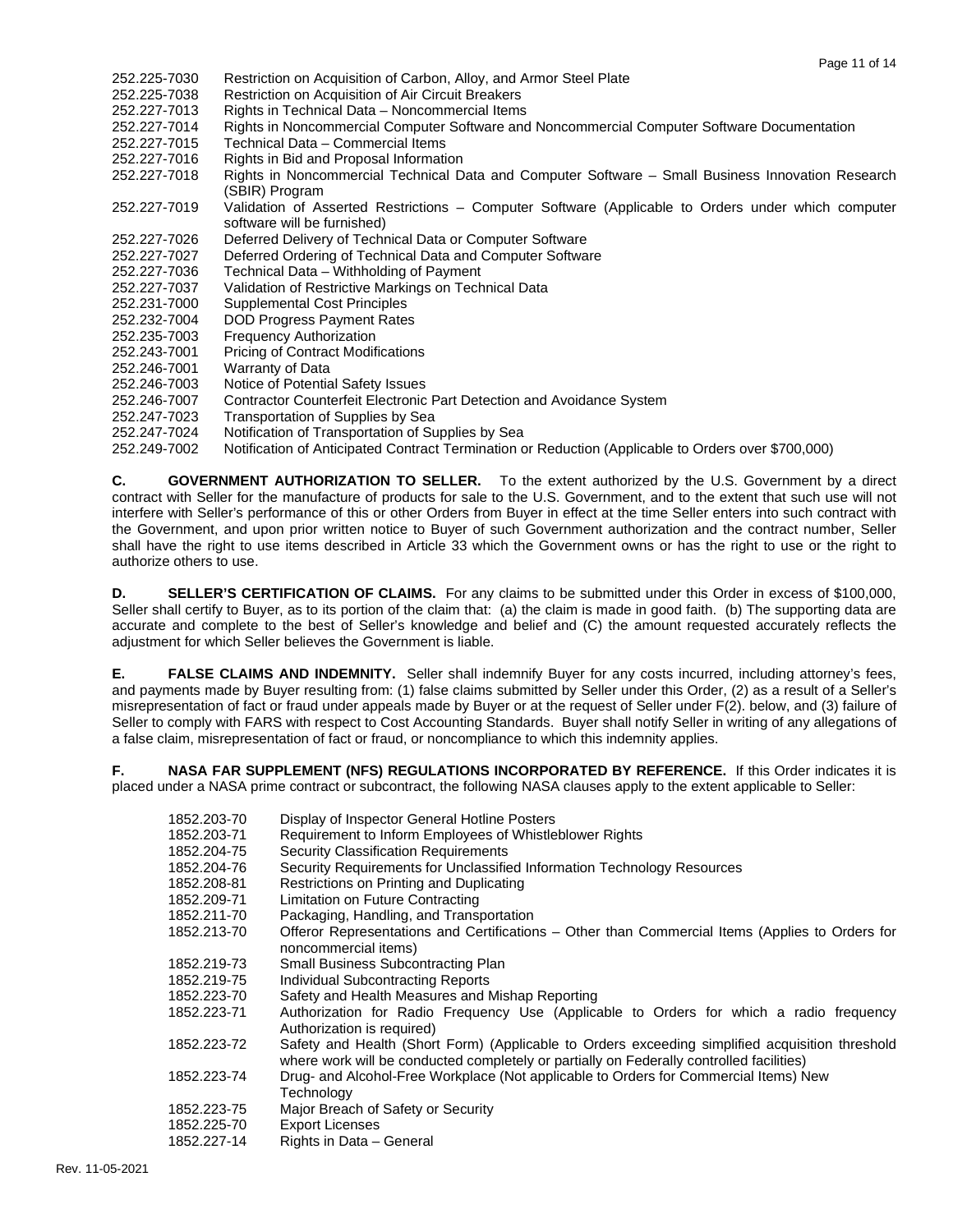| | |
|---|---|
| 252.225-7030 | Restriction on Acquisition of Carbon, Alloy, and Armor Steel Plate |
| 252.225-7038 | Restriction on Acquisition of Air Circuit Breakers |
| 252.227-7013 | Rights in Technical Data – Noncommercial Items |
| 252.227-7014 | Rights in Noncommercial Computer Software and Noncommercial Computer Software Documentation |
| 252.227-7015 | Technical Data – Commercial Items |
| 252.227-7016 | Rights in Bid and Proposal Information |
| 252.227-7018 | Rights in Noncommercial Technical Data and Computer Software – Small Business Innovation Research (SBIR) Program |
| 252.227-7019 | Validation of Asserted Restrictions – Computer Software (Applicable to Orders under which computer software will be furnished) |
| 252.227-7026 | Deferred Delivery of Technical Data or Computer Software |
| 252.227-7027 | Deferred Ordering of Technical Data and Computer Software |
| 252.227-7036 | Technical Data – Withholding of Payment |
| 252.227-7037 | Validation of Restrictive Markings on Technical Data |
| 252.231-7000 | Supplemental Cost Principles |
| 252.232-7004 | DOD Progress Payment Rates |
| 252.235-7003 | Frequency Authorization |
| 252.243-7001 | Pricing of Contract Modifications |
| 252.246-7001 | Warranty of Data |
| 252.246-7003 | Notice of Potential Safety Issues |
| 252.246-7007 | Contractor Counterfeit Electronic Part Detection and Avoidance System |
| 252.247-7023 | Transportation of Supplies by Sea |
| 252.247-7024 | Notification of Transportation of Supplies by Sea |
| 252.249-7002 | Notification of Anticipated Contract Termination or Reduction (Applicable to Orders over $700,000) |

**C. GOVERNMENT AUTHORIZATION TO SELLER.** To the extent authorized by the U.S. Government by a direct contract with Seller for the manufacture of products for sale to the U.S. Government, and to the extent that such use will not interfere with Seller's performance of this or other Orders from Buyer in effect at the time Seller enters into such contract with the Government, and upon prior written notice to Buyer of such Government authorization and the contract number, Seller shall have the right to use items described in Article 33 which the Government owns or has the right to use or the right to authorize others to use.

**D. SELLER'S CERTIFICATION OF CLAIMS.** For any claims to be submitted under this Order in excess of $100,000, Seller shall certify to Buyer, as to its portion of the claim that: (a) the claim is made in good faith. (b) The supporting data are accurate and complete to the best of Seller's knowledge and belief and (C) the amount requested accurately reflects the adjustment for which Seller believes the Government is liable.

**E. FALSE CLAIMS AND INDEMNITY.** Seller shall indemnify Buyer for any costs incurred, including attorney's fees, and payments made by Buyer resulting from: (1) false claims submitted by Seller under this Order, (2) as a result of a Seller's misrepresentation of fact or fraud under appeals made by Buyer or at the request of Seller under F(2). below, and (3) failure of Seller to comply with FARS with respect to Cost Accounting Standards. Buyer shall notify Seller in writing of any allegations of a false claim, misrepresentation of fact or fraud, or noncompliance to which this indemnity applies.

**F. NASA FAR SUPPLEMENT (NFS) REGULATIONS INCORPORATED BY REFERENCE.** If this Order indicates it is placed under a NASA prime contract or subcontract, the following NASA clauses apply to the extent applicable to Seller:

| | |
|---|---|
| 1852.203-70 | Display of Inspector General Hotline Posters |
| 1852.203-71 | Requirement to Inform Employees of Whistleblower Rights |
| 1852.204-75 | Security Classification Requirements |
| 1852.204-76 | Security Requirements for Unclassified Information Technology Resources |
| 1852.208-81 | Restrictions on Printing and Duplicating |
| 1852.209-71 | Limitation on Future Contracting |
| 1852.211-70 | Packaging, Handling, and Transportation |
| 1852.213-70 | Offeror Representations and Certifications – Other than Commercial Items (Applies to Orders for noncommercial items) |
| 1852.219-73 | Small Business Subcontracting Plan |
| 1852.219-75 | Individual Subcontracting Reports |
| 1852.223-70 | Safety and Health Measures and Mishap Reporting |
| 1852.223-71 | Authorization for Radio Frequency Use (Applicable to Orders for which a radio frequency Authorization is required) |
| 1852.223-72 | Safety and Health (Short Form) (Applicable to Orders exceeding simplified acquisition threshold where work will be conducted completely or partially on Federally controlled facilities) |
| 1852.223-74 | Drug- and Alcohol-Free Workplace (Not applicable to Orders for Commercial Items) New Technology |
| 1852.223-75 | Major Breach of Safety or Security |
| 1852.225-70 | Export Licenses |
| 1852.227-14 | Rights in Data – General |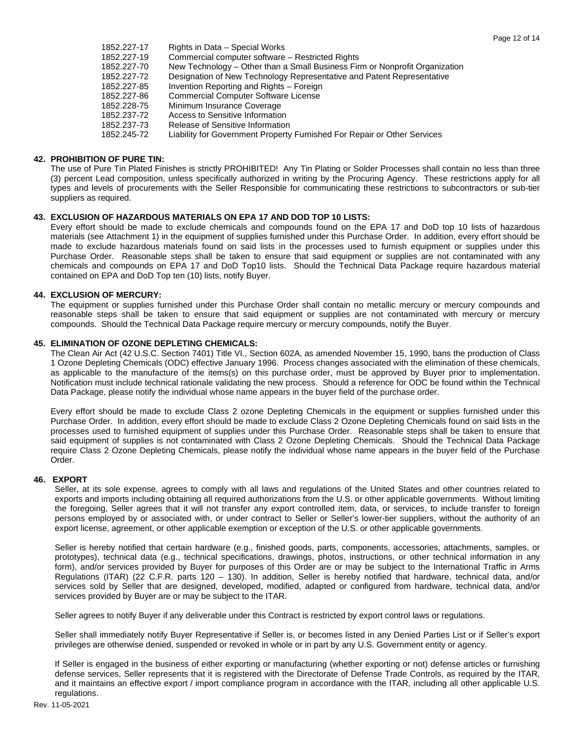| | |
|---|---|
| 1852.227-17 | Rights in Data – Special Works |
| 1852.227-19 | Commercial computer software – Restricted Rights |
| 1852.227-70 | New Technology – Other than a Small Business Firm or Nonprofit Organization |
| 1852.227-72 | Designation of New Technology Representative and Patent Representative |
| 1852.227-85 | Invention Reporting and Rights – Foreign |
| 1852.227-86 | Commercial Computer Software License |
| 1852.228-75 | Minimum Insurance Coverage |
| 1852.237-72 | Access to Sensitive Information |
| 1852.237-73 | Release of Sensitive Information |
| 1852.245-72 | Liability for Government Property Furnished For Repair or Other Services |

**42. PROHIBITION OF PURE TIN:**

The use of Pure Tin Plated Finishes is strictly PROHIBITED! Any Tin Plating or Solder Processes shall contain no less than three (3) percent Lead composition, unless specifically authorized in writing by the Procuring Agency. These restrictions apply for all types and levels of procurements with the Seller Responsible for communicating these restrictions to subcontractors or sub-tier suppliers as required.

**43. EXCLUSION OF HAZARDOUS MATERIALS ON EPA 17 AND DOD TOP 10 LISTS:**

Every effort should be made to exclude chemicals and compounds found on the EPA 17 and DoD top 10 lists of hazardous materials (see Attachment 1) in the equipment of supplies furnished under this Purchase Order. In addition, every effort should be made to exclude hazardous materials found on said lists in the processes used to furnish equipment or supplies under this Purchase Order. Reasonable steps shall be taken to ensure that said equipment or supplies are not contaminated with any chemicals and compounds on EPA 17 and DoD Top10 lists. Should the Technical Data Package require hazardous material contained on EPA and DoD Top ten (10) lists, notify Buyer.

**44. EXCLUSION OF MERCURY:**

The equipment or supplies furnished under this Purchase Order shall contain no metallic mercury or mercury compounds and reasonable steps shall be taken to ensure that said equipment or supplies are not contaminated with mercury or mercury compounds. Should the Technical Data Package require mercury or mercury compounds, notify the Buyer.

**45. ELIMINATION OF OZONE DEPLETING CHEMICALS:**

The Clean Air Act (42 U.S.C. Section 7401) Title VI., Section 602A, as amended November 15, 1990, bans the production of Class 1 Ozone Depleting Chemicals (ODC) effective January 1996. Process changes associated with the elimination of these chemicals, as applicable to the manufacture of the items(s) on this purchase order, must be approved by Buyer prior to implementation. Notification must include technical rationale validating the new process. Should a reference for ODC be found within the Technical Data Package, please notify the individual whose name appears in the buyer field of the purchase order.

Every effort should be made to exclude Class 2 ozone Depleting Chemicals in the equipment or supplies furnished under this Purchase Order. In addition, every effort should be made to exclude Class 2 Ozone Depleting Chemicals found on said lists in the processes used to furnished equipment of supplies under this Purchase Order. Reasonable steps shall be taken to ensure that said equipment of supplies is not contaminated with Class 2 Ozone Depleting Chemicals. Should the Technical Data Package require Class 2 Ozone Depleting Chemicals, please notify the individual whose name appears in the buyer field of the Purchase Order.

**46. EXPORT**

Seller, at its sole expense, agrees to comply with all laws and regulations of the United States and other countries related to exports and imports including obtaining all required authorizations from the U.S. or other applicable governments. Without limiting the foregoing, Seller agrees that it will not transfer any export controlled item, data, or services, to include transfer to foreign persons employed by or associated with, or under contract to Seller or Seller's lower-tier suppliers, without the authority of an export license, agreement, or other applicable exemption or exception of the U.S. or other applicable governments.

Seller is hereby notified that certain hardware (e.g., finished goods, parts, components, accessories, attachments, samples, or prototypes), technical data (e.g., technical specifications, drawings, photos, instructions, or other technical information in any form), and/or services provided by Buyer for purposes of this Order are or may be subject to the International Traffic in Arms Regulations (ITAR) (22 C.F.R. parts 120 – 130). In addition, Seller is hereby notified that hardware, technical data, and/or services sold by Seller that are designed, developed, modified, adapted or configured from hardware, technical data, and/or services provided by Buyer are or may be subject to the ITAR.

Seller agrees to notify Buyer if any deliverable under this Contract is restricted by export control laws or regulations.

Seller shall immediately notify Buyer Representative if Seller is, or becomes listed in any Denied Parties List or if Seller's export privileges are otherwise denied, suspended or revoked in whole or in part by any U.S. Government entity or agency.

If Seller is engaged in the business of either exporting or manufacturing (whether exporting or not) defense articles or furnishing defense services, Seller represents that it is registered with the Directorate of Defense Trade Controls, as required by the ITAR, and it maintains an effective export / import compliance program in accordance with the ITAR, including all other applicable U.S. regulations.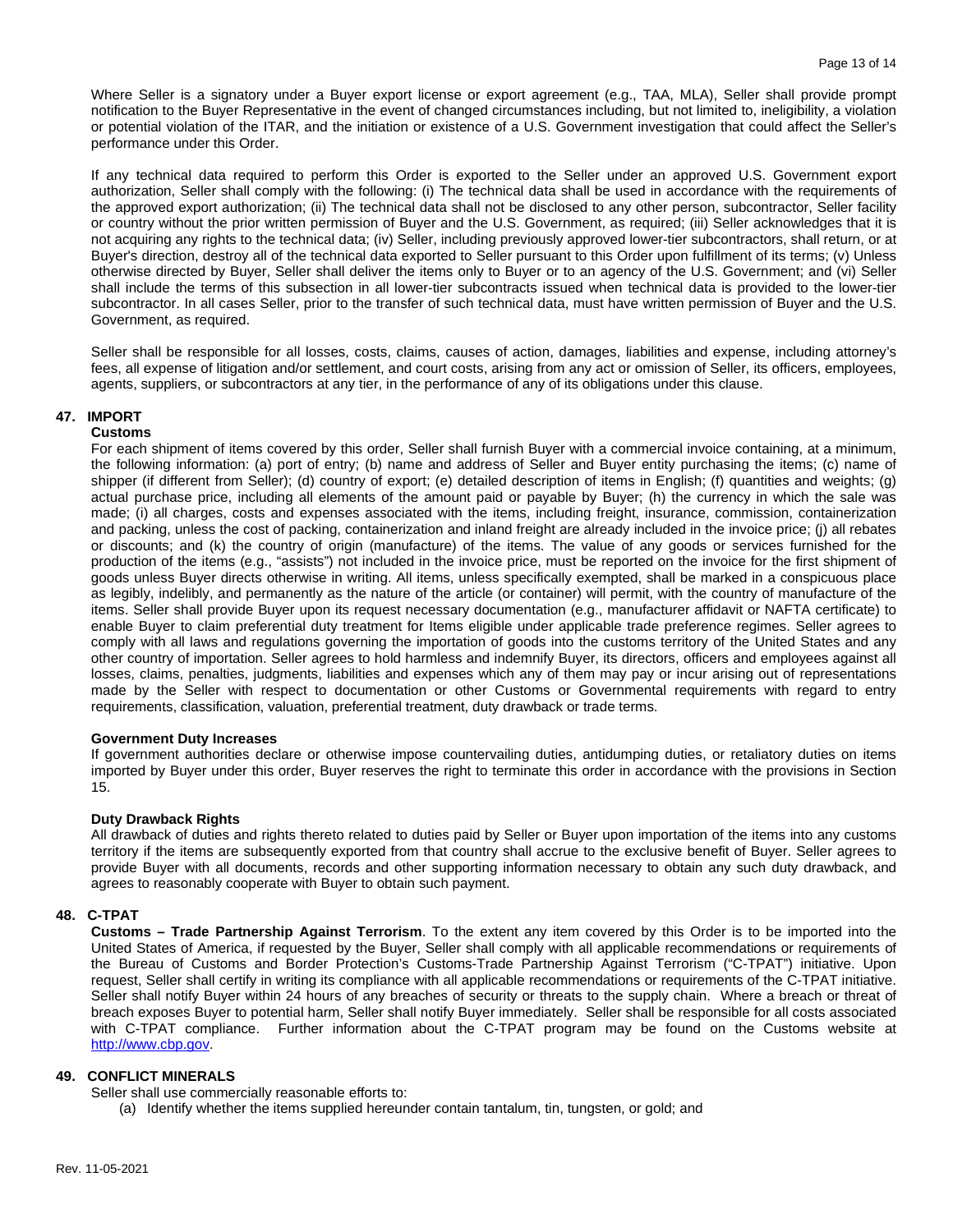Where Seller is a signatory under a Buyer export license or export agreement (e.g., TAA, MLA), Seller shall provide prompt notification to the Buyer Representative in the event of changed circumstances including, but not limited to, ineligibility, a violation or potential violation of the ITAR, and the initiation or existence of a U.S. Government investigation that could affect the Seller's performance under this Order.

If any technical data required to perform this Order is exported to the Seller under an approved U.S. Government export authorization, Seller shall comply with the following: (i) The technical data shall be used in accordance with the requirements of the approved export authorization; (ii) The technical data shall not be disclosed to any other person, subcontractor, Seller facility or country without the prior written permission of Buyer and the U.S. Government, as required; (iii) Seller acknowledges that it is not acquiring any rights to the technical data; (iv) Seller, including previously approved lower-tier subcontractors, shall return, or at Buyer's direction, destroy all of the technical data exported to Seller pursuant to this Order upon fulfillment of its terms; (v) Unless otherwise directed by Buyer, Seller shall deliver the items only to Buyer or to an agency of the U.S. Government; and (vi) Seller shall include the terms of this subsection in all lower-tier subcontracts issued when technical data is provided to the lower-tier subcontractor. In all cases Seller, prior to the transfer of such technical data, must have written permission of Buyer and the U.S. Government, as required.

Seller shall be responsible for all losses, costs, claims, causes of action, damages, liabilities and expense, including attorney's fees, all expense of litigation and/or settlement, and court costs, arising from any act or omission of Seller, its officers, employees, agents, suppliers, or subcontractors at any tier, in the performance of any of its obligations under this clause.

## 47. IMPORT

**Customs**

For each shipment of items covered by this order, Seller shall furnish Buyer with a commercial invoice containing, at a minimum, the following information: (a) port of entry; (b) name and address of Seller and Buyer entity purchasing the items; (c) name of shipper (if different from Seller); (d) country of export; (e) detailed description of items in English; (f) quantities and weights; (g) actual purchase price, including all elements of the amount paid or payable by Buyer; (h) the currency in which the sale was made; (i) all charges, costs and expenses associated with the items, including freight, insurance, commission, containerization and packing, unless the cost of packing, containerization and inland freight are already included in the invoice price; (j) all rebates or discounts; and (k) the country of origin (manufacture) of the items. The value of any goods or services furnished for the production of the items (e.g., "assists") not included in the invoice price, must be reported on the invoice for the first shipment of goods unless Buyer directs otherwise in writing. All items, unless specifically exempted, shall be marked in a conspicuous place as legibly, indelibly, and permanently as the nature of the article (or container) will permit, with the country of manufacture of the items. Seller shall provide Buyer upon its request necessary documentation (e.g., manufacturer affidavit or NAFTA certificate) to enable Buyer to claim preferential duty treatment for Items eligible under applicable trade preference regimes. Seller agrees to comply with all laws and regulations governing the importation of goods into the customs territory of the United States and any other country of importation. Seller agrees to hold harmless and indemnify Buyer, its directors, officers and employees against all losses, claims, penalties, judgments, liabilities and expenses which any of them may pay or incur arising out of representations made by the Seller with respect to documentation or other Customs or Governmental requirements with regard to entry requirements, classification, valuation, preferential treatment, duty drawback or trade terms.

**Government Duty Increases**

If government authorities declare or otherwise impose countervailing duties, antidumping duties, or retaliatory duties on items imported by Buyer under this order, Buyer reserves the right to terminate this order in accordance with the provisions in Section 15.

**Duty Drawback Rights**

All drawback of duties and rights thereto related to duties paid by Seller or Buyer upon importation of the items into any customs territory if the items are subsequently exported from that country shall accrue to the exclusive benefit of Buyer. Seller agrees to provide Buyer with all documents, records and other supporting information necessary to obtain any such duty drawback, and agrees to reasonably cooperate with Buyer to obtain such payment.

## 48. C-TPAT

**Customs – Trade Partnership Against Terrorism**. To the extent any item covered by this Order is to be imported into the United States of America, if requested by the Buyer, Seller shall comply with all applicable recommendations or requirements of the Bureau of Customs and Border Protection's Customs-Trade Partnership Against Terrorism ("C-TPAT") initiative. Upon request, Seller shall certify in writing its compliance with all applicable recommendations or requirements of the C-TPAT initiative. Seller shall notify Buyer within 24 hours of any breaches of security or threats to the supply chain. Where a breach or threat of breach exposes Buyer to potential harm, Seller shall notify Buyer immediately. Seller shall be responsible for all costs associated with C-TPAT compliance. Further information about the C-TPAT program may be found on the Customs website at [http://www.cbp.gov](http://www.cbp.gov).

## 49. CONFLICT MINERALS

Seller shall use commercially reasonable efforts to:

(a) Identify whether the items supplied hereunder contain tantalum, tin, tungsten, or gold; and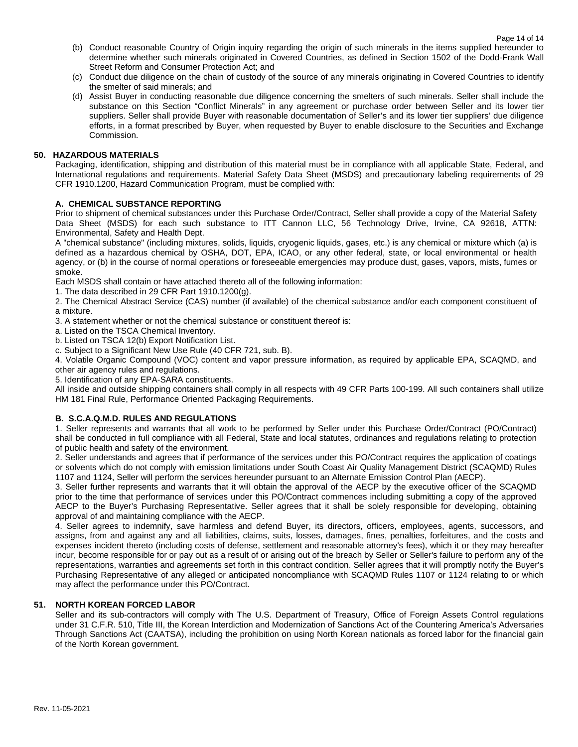(b) Conduct reasonable Country of Origin inquiry regarding the origin of such minerals in the items supplied hereunder to determine whether such minerals originated in Covered Countries, as defined in Section 1502 of the Dodd-Frank Wall Street Reform and Consumer Protection Act; and

(c) Conduct due diligence on the chain of custody of the source of any minerals originating in Covered Countries to identify the smelter of said minerals; and

(d) Assist Buyer in conducting reasonable due diligence concerning the smelters of such minerals. Seller shall include the substance on this Section "Conflict Minerals" in any agreement or purchase order between Seller and its lower tier suppliers. Seller shall provide Buyer with reasonable documentation of Seller's and its lower tier suppliers' due diligence efforts, in a format prescribed by Buyer, when requested by Buyer to enable disclosure to the Securities and Exchange Commission.

## 50. HAZARDOUS MATERIALS

Packaging, identification, shipping and distribution of this material must be in compliance with all applicable State, Federal, and International regulations and requirements. Material Safety Data Sheet (MSDS) and precautionary labeling requirements of 29 CFR 1910.1200, Hazard Communication Program, must be complied with:

### A. CHEMICAL SUBSTANCE REPORTING

Prior to shipment of chemical substances under this Purchase Order/Contract, Seller shall provide a copy of the Material Safety Data Sheet (MSDS) for each such substance to ITT Cannon LLC, 56 Technology Drive, Irvine, CA 92618, ATTN: Environmental, Safety and Health Dept.

A "chemical substance" (including mixtures, solids, liquids, cryogenic liquids, gases, etc.) is any chemical or mixture which (a) is defined as a hazardous chemical by OSHA, DOT, EPA, ICAO, or any other federal, state, or local environmental or health agency, or (b) in the course of normal operations or foreseeable emergencies may produce dust, gases, vapors, mists, fumes or smoke.

Each MSDS shall contain or have attached thereto all of the following information:

1. The data described in 29 CFR Part 1910.1200(g).

2. The Chemical Abstract Service (CAS) number (if available) of the chemical substance and/or each component constituent of a mixture.

3. A statement whether or not the chemical substance or constituent thereof is:

a. Listed on the TSCA Chemical Inventory.

b. Listed on TSCA 12(b) Export Notification List.

c. Subject to a Significant New Use Rule (40 CFR 721, sub. B).

4. Volatile Organic Compound (VOC) content and vapor pressure information, as required by applicable EPA, SCAQMD, and other air agency rules and regulations.

5. Identification of any EPA-SARA constituents.

All inside and outside shipping containers shall comply in all respects with 49 CFR Parts 100-199. All such containers shall utilize HM 181 Final Rule, Performance Oriented Packaging Requirements.

### B. S.C.A.Q.M.D. RULES AND REGULATIONS

1. Seller represents and warrants that all work to be performed by Seller under this Purchase Order/Contract (PO/Contract) shall be conducted in full compliance with all Federal, State and local statutes, ordinances and regulations relating to protection of public health and safety of the environment.

2. Seller understands and agrees that if performance of the services under this PO/Contract requires the application of coatings or solvents which do not comply with emission limitations under South Coast Air Quality Management District (SCAQMD) Rules 1107 and 1124, Seller will perform the services hereunder pursuant to an Alternate Emission Control Plan (AECP).

3. Seller further represents and warrants that it will obtain the approval of the AECP by the executive officer of the SCAQMD prior to the time that performance of services under this PO/Contract commences including submitting a copy of the approved AECP to the Buyer's Purchasing Representative. Seller agrees that it shall be solely responsible for developing, obtaining approval of and maintaining compliance with the AECP.

4. Seller agrees to indemnify, save harmless and defend Buyer, its directors, officers, employees, agents, successors, and assigns, from and against any and all liabilities, claims, suits, losses, damages, fines, penalties, forfeitures, and the costs and expenses incident thereto (including costs of defense, settlement and reasonable attorney's fees), which it or they may hereafter incur, become responsible for or pay out as a result of or arising out of the breach by Seller or Seller's failure to perform any of the representations, warranties and agreements set forth in this contract condition. Seller agrees that it will promptly notify the Buyer's Purchasing Representative of any alleged or anticipated noncompliance with SCAQMD Rules 1107 or 1124 relating to or which may affect the performance under this PO/Contract.

## 51. NORTH KOREAN FORCED LABOR

Seller and its sub-contractors will comply with The U.S. Department of Treasury, Office of Foreign Assets Control regulations under 31 C.F.R. 510, Title III, the Korean Interdiction and Modernization of Sanctions Act of the Countering America's Adversaries Through Sanctions Act (CAATSA), including the prohibition on using North Korean nationals as forced labor for the financial gain of the North Korean government.

Rev. 11-05-2021